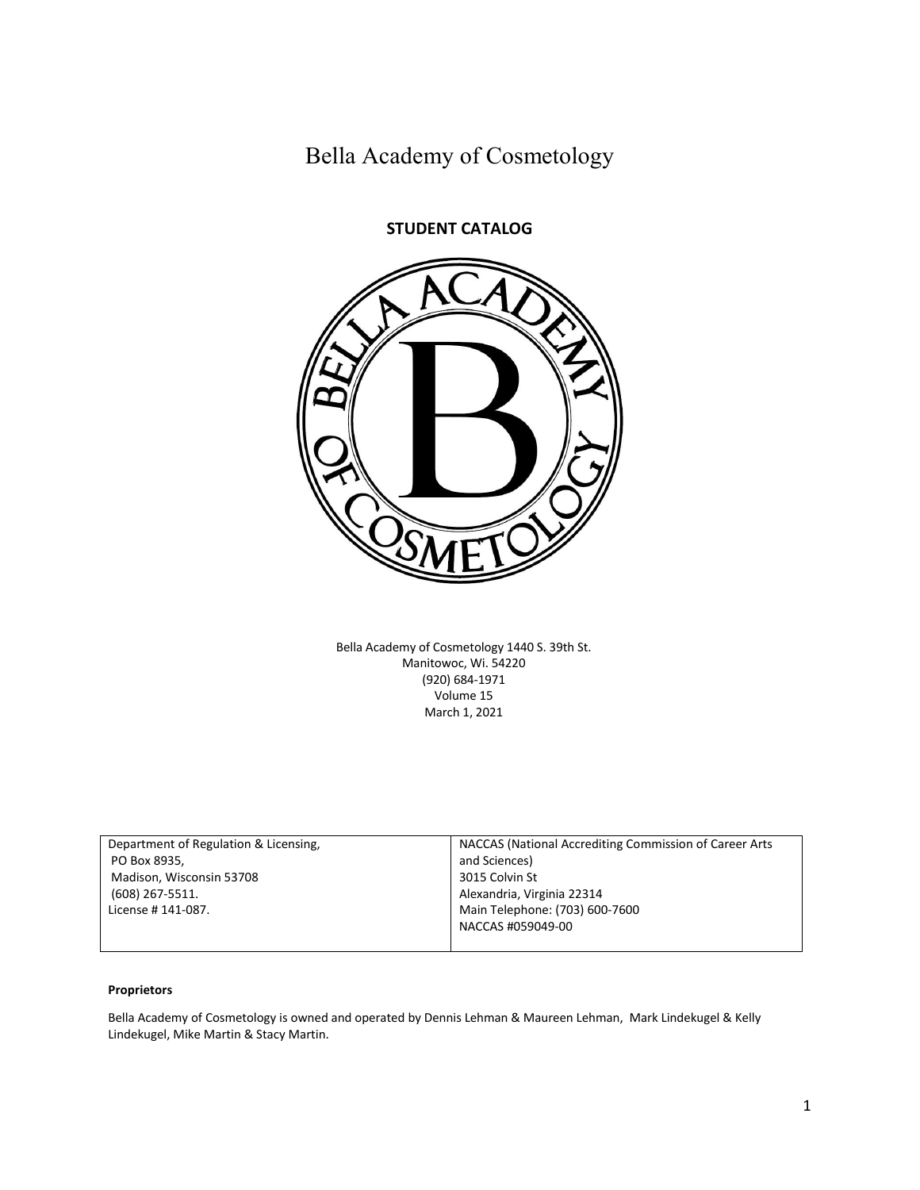# Bella Academy of Cosmetology

## STUDENT CATALOG

Bella Academy of Cosmetology 1440 S. 39th St.
Manitowoc, Wi. 54220
(920) 684-1971
Volume 15
March 1, 2021

| Department of Regulation & Licensing,<br>PO Box 8935,<br>Madison, Wisconsin 53708<br>(608) 267-5511.<br>License # 141-087. | NACCAS (National Accrediting Commission of Career Arts and Sciences)<br>3015 Colvin St<br>Alexandria, Virginia 22314<br>Main Telephone: (703) 600-7600<br>NACCAS #059049-00 |
|---|---|

**Proprietors**

Bella Academy of Cosmetology is owned and operated by Dennis Lehman & Maureen Lehman, Mark Lindekugel & Kelly Lindekugel, Mike Martin & Stacy Martin.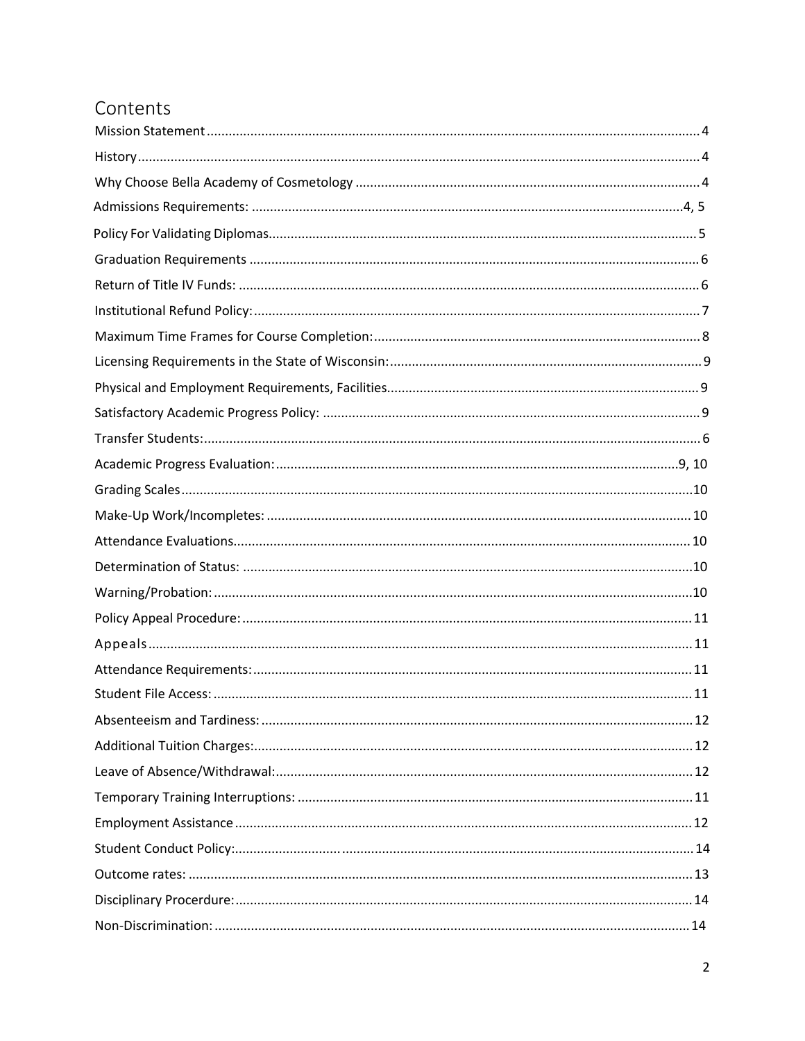# Contents

| | |
|---|---|
| Mission Statement | 4 |
| History | 4 |
| Why Choose Bella Academy of Cosmetology | 4 |
| Admissions Requirements: | 4, 5 |
| Policy For Validating Diplomas | 5 |
| Graduation Requirements | 6 |
| Return of Title IV Funds: | 6 |
| Institutional Refund Policy: | 7 |
| Maximum Time Frames for Course Completion: | 8 |
| Licensing Requirements in the State of Wisconsin: | 9 |
| Physical and Employment Requirements, Facilities | 9 |
| Satisfactory Academic Progress Policy: | 9 |
| Transfer Students: | 6 |
| Academic Progress Evaluation: | 9, 10 |
| Grading Scales | 10 |
| Make-Up Work/Incompletes: | 10 |
| Attendance Evaluations | 10 |
| Determination of Status: | 10 |
| Warning/Probation: | 10 |
| Policy Appeal Procedure: | 11 |
| Appeals | 11 |
| Attendance Requirements: | 11 |
| Student File Access: | 11 |
| Absenteeism and Tardiness: | 12 |
| Additional Tuition Charges: | 12 |
| Leave of Absence/Withdrawal: | 12 |
| Temporary Training Interruptions: | 11 |
| Employment Assistance | 12 |
| Student Conduct Policy: | 14 |
| Outcome rates: | 13 |
| Disciplinary Procerdure: | 14 |
| Non-Discrimination: | 14 |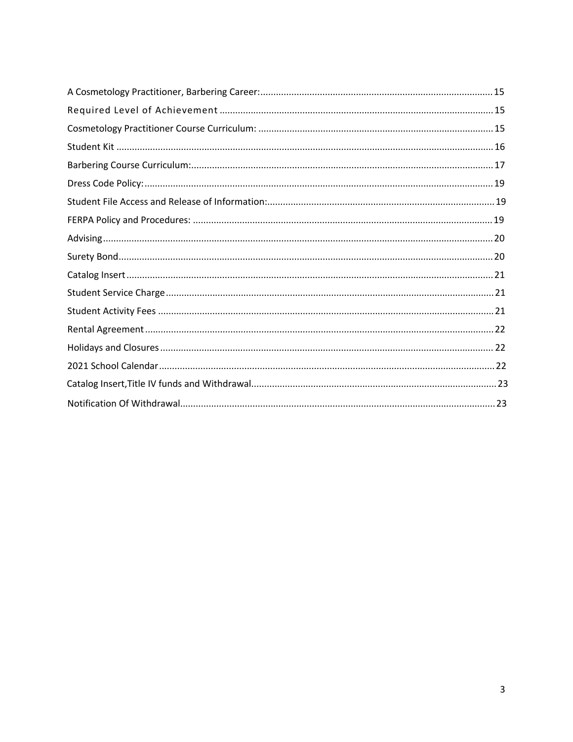A Cosmetology Practitioner, Barbering Career:........................................................................................15

Required Level of Achievement........................................................................................15

Cosmetology Practitioner Course Curriculum:........................................................................................15

Student Kit........................................................................................16

Barbering Course Curriculum:........................................................................................17

Dress Code Policy:........................................................................................19

Student File Access and Release of Information:........................................................................................19

FERPA Policy and Procedures:........................................................................................19

Advising........................................................................................20

Surety Bond........................................................................................20

Catalog Insert........................................................................................21

Student Service Charge........................................................................................21

Student Activity Fees........................................................................................21

Rental Agreement........................................................................................22

Holidays and Closures........................................................................................22

2021 School Calendar........................................................................................22

Catalog Insert,Title IV funds and Withdrawal........................................................................................23

Notification Of Withdrawal........................................................................................23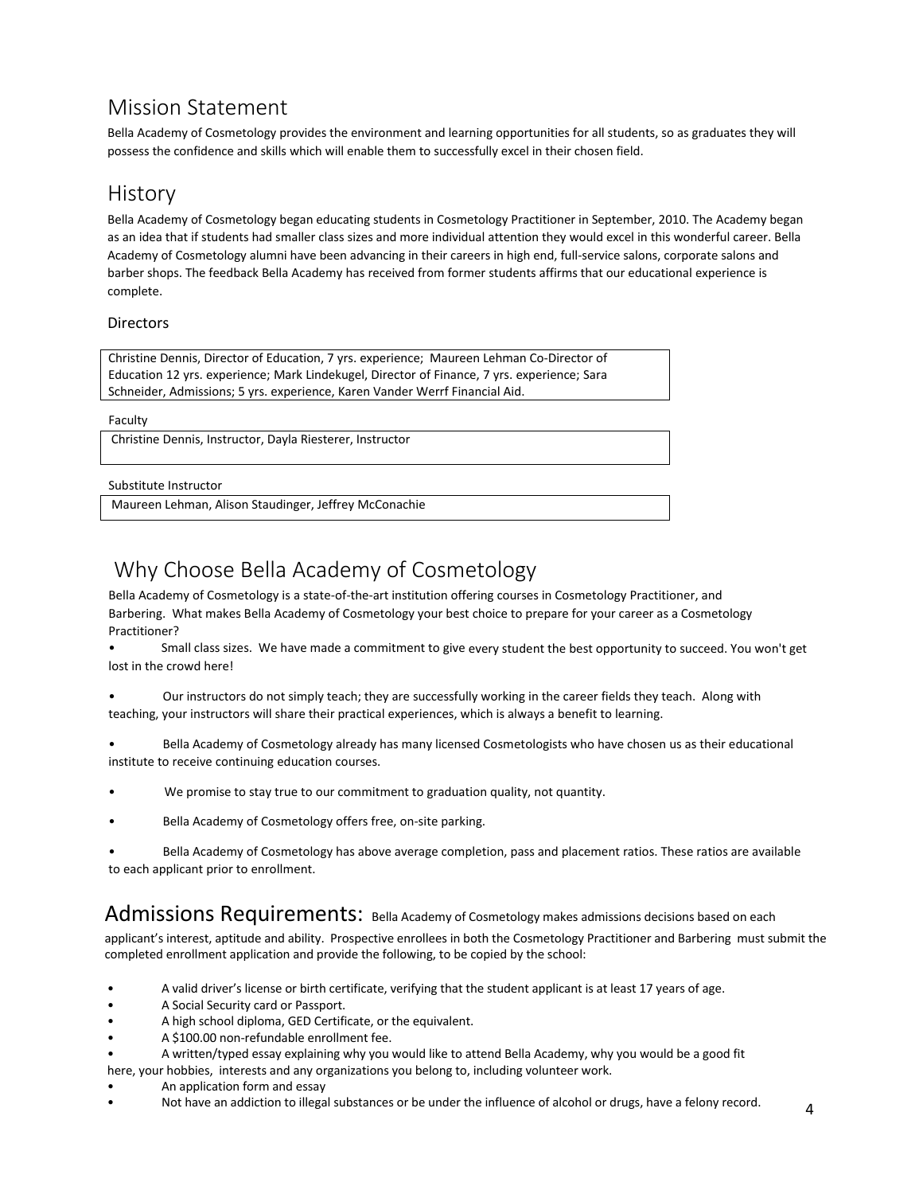## Mission Statement

Bella Academy of Cosmetology provides the environment and learning opportunities for all students, so as graduates they will possess the confidence and skills which will enable them to successfully excel in their chosen field.

## History

Bella Academy of Cosmetology began educating students in Cosmetology Practitioner in September, 2010. The Academy began as an idea that if students had smaller class sizes and more individual attention they would excel in this wonderful career. Bella Academy of Cosmetology alumni have been advancing in their careers in high end, full-service salons, corporate salons and barber shops. The feedback Bella Academy has received from former students affirms that our educational experience is complete.

### Directors

Christine Dennis, Director of Education, 7 yrs. experience; Maureen Lehman Co-Director of Education 12 yrs. experience; Mark Lindekugel, Director of Finance, 7 yrs. experience; Sara Schneider, Admissions; 5 yrs. experience, Karen Vander Werff Financial Aid.

Faculty

Christine Dennis, Instructor, Dayla Riesterer, Instructor

Substitute Instructor

Maureen Lehman, Alison Staudinger, Jeffrey McConachie

## Why Choose Bella Academy of Cosmetology

Bella Academy of Cosmetology is a state-of-the-art institution offering courses in Cosmetology Practitioner, and Barbering. What makes Bella Academy of Cosmetology your best choice to prepare for your career as a Cosmetology Practitioner?

- Small class sizes. We have made a commitment to give every student the best opportunity to succeed. You won't get lost in the crowd here!
- Our instructors do not simply teach; they are successfully working in the career fields they teach. Along with teaching, your instructors will share their practical experiences, which is always a benefit to learning.
- Bella Academy of Cosmetology already has many licensed Cosmetologists who have chosen us as their educational institute to receive continuing education courses.
- We promise to stay true to our commitment to graduation quality, not quantity.
- Bella Academy of Cosmetology offers free, on-site parking.
- Bella Academy of Cosmetology has above average completion, pass and placement ratios. These ratios are available to each applicant prior to enrollment.

## Admissions Requirements:

Bella Academy of Cosmetology makes admissions decisions based on each applicant's interest, aptitude and ability. Prospective enrollees in both the Cosmetology Practitioner and Barbering must submit the completed enrollment application and provide the following, to be copied by the school:

- A valid driver's license or birth certificate, verifying that the student applicant is at least 17 years of age.
- A Social Security card or Passport.
- A high school diploma, GED Certificate, or the equivalent.
- A $100.00 non-refundable enrollment fee.
- A written/typed essay explaining why you would like to attend Bella Academy, why you would be a good fit here, your hobbies, interests and any organizations you belong to, including volunteer work.
- An application form and essay
- Not have an addiction to illegal substances or be under the influence of alcohol or drugs, have a felony record.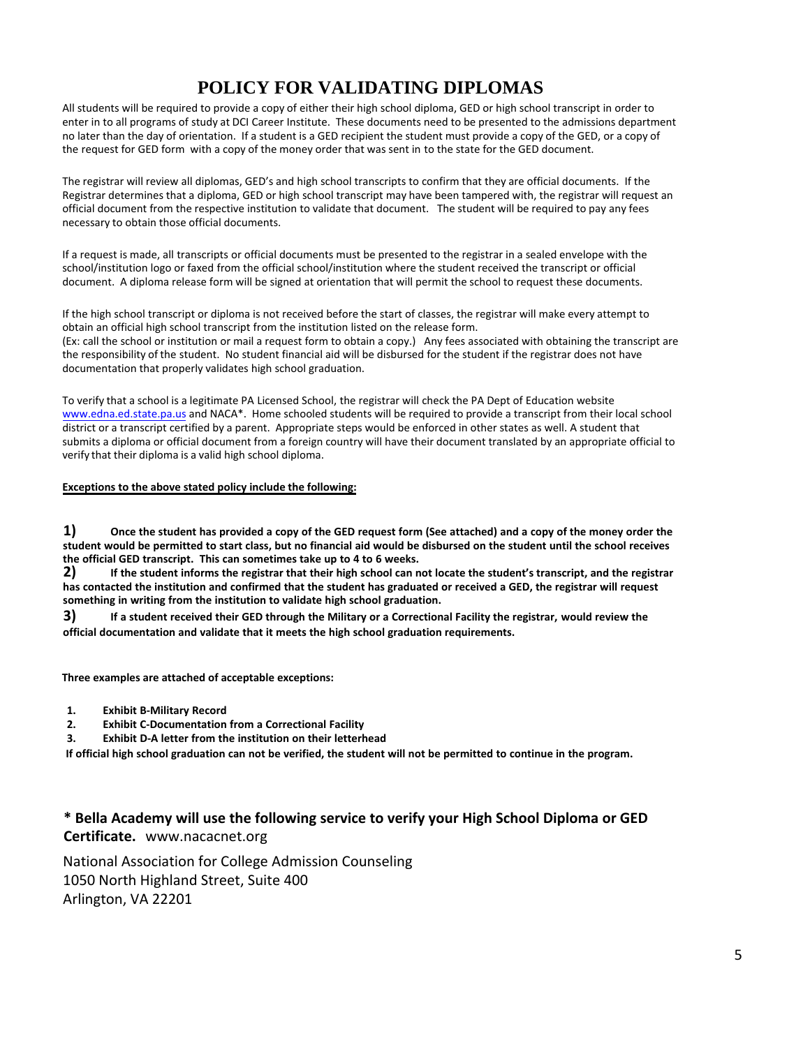# POLICY FOR VALIDATING DIPLOMAS

All students will be required to provide a copy of either their high school diploma, GED or high school transcript in order to enter in to all programs of study at DCI Career Institute. These documents need to be presented to the admissions department no later than the day of orientation. If a student is a GED recipient the student must provide a copy of the GED, or a copy of the request for GED form with a copy of the money order that was sent in to the state for the GED document.

The registrar will review all diplomas, GED's and high school transcripts to confirm that they are official documents. If the Registrar determines that a diploma, GED or high school transcript may have been tampered with, the registrar will request an official document from the respective institution to validate that document. The student will be required to pay any fees necessary to obtain those official documents.

If a request is made, all transcripts or official documents must be presented to the registrar in a sealed envelope with the school/institution logo or faxed from the official school/institution where the student received the transcript or official document. A diploma release form will be signed at orientation that will permit the school to request these documents.

If the high school transcript or diploma is not received before the start of classes, the registrar will make every attempt to obtain an official high school transcript from the institution listed on the release form.
(Ex: call the school or institution or mail a request form to obtain a copy.) Any fees associated with obtaining the transcript are the responsibility of the student. No student financial aid will be disbursed for the student if the registrar does not have documentation that properly validates high school graduation.

To verify that a school is a legitimate PA Licensed School, the registrar will check the PA Dept of Education website www.edna.ed.state.pa.us and NACA*. Home schooled students will be required to provide a transcript from their local school district or a transcript certified by a parent. Appropriate steps would be enforced in other states as well. A student that submits a diploma or official document from a foreign country will have their document translated by an appropriate official to verify that their diploma is a valid high school diploma.

**Exceptions to the above stated policy include the following:**

**1)** **Once the student has provided a copy of the GED request form (See attached) and a copy of the money order the student would be permitted to start class, but no financial aid would be disbursed on the student until the school receives the official GED transcript. This can sometimes take up to 4 to 6 weeks.**

**2)** **If the student informs the registrar that their high school can not locate the student's transcript, and the registrar has contacted the institution and confirmed that the student has graduated or received a GED, the registrar will request something in writing from the institution to validate high school graduation.**

**3)** **If a student received their GED through the Military or a Correctional Facility the registrar, would review the official documentation and validate that it meets the high school graduation requirements.**

**Three examples are attached of acceptable exceptions:**

1. **Exhibit B-Military Record**
2. **Exhibit C-Documentation from a Correctional Facility**
3. **Exhibit D-A letter from the institution on their letterhead**

**If official high school graduation can not be verified, the student will not be permitted to continue in the program.**

**\* Bella Academy will use the following service to verify your High School Diploma or GED Certificate.** www.nacacnet.org

National Association for College Admission Counseling
1050 North Highland Street, Suite 400
Arlington, VA 22201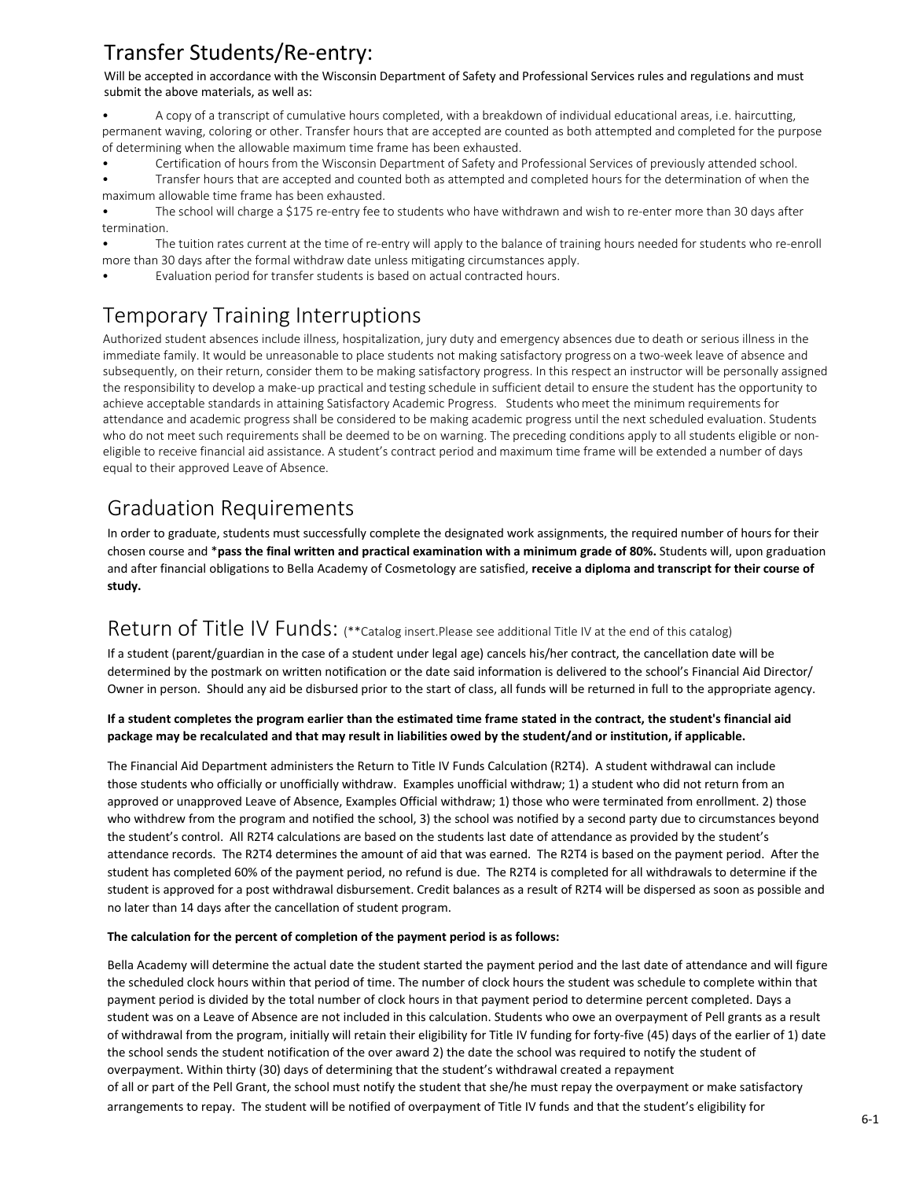## Transfer Students/Re-entry:

Will be accepted in accordance with the Wisconsin Department of Safety and Professional Services rules and regulations and must submit the above materials, as well as:

- A copy of a transcript of cumulative hours completed, with a breakdown of individual educational areas, i.e. haircutting, permanent waving, coloring or other. Transfer hours that are accepted are counted as both attempted and completed for the purpose of determining when the allowable maximum time frame has been exhausted.
- Certification of hours from the Wisconsin Department of Safety and Professional Services of previously attended school.
- Transfer hours that are accepted and counted both as attempted and completed hours for the determination of when the maximum allowable time frame has been exhausted.
- The school will charge a $175 re-entry fee to students who have withdrawn and wish to re-enter more than 30 days after termination.
- The tuition rates current at the time of re-entry will apply to the balance of training hours needed for students who re-enroll more than 30 days after the formal withdraw date unless mitigating circumstances apply.
- Evaluation period for transfer students is based on actual contracted hours.

## Temporary Training Interruptions

Authorized student absences include illness, hospitalization, jury duty and emergency absences due to death or serious illness in the immediate family. It would be unreasonable to place students not making satisfactory progress on a two-week leave of absence and subsequently, on their return, consider them to be making satisfactory progress. In this respect an instructor will be personally assigned the responsibility to develop a make-up practical and testing schedule in sufficient detail to ensure the student has the opportunity to achieve acceptable standards in attaining Satisfactory Academic Progress. Students who meet the minimum requirements for attendance and academic progress shall be considered to be making academic progress until the next scheduled evaluation. Students who do not meet such requirements shall be deemed to be on warning. The preceding conditions apply to all students eligible or non-eligible to receive financial aid assistance. A student's contract period and maximum time frame will be extended a number of days equal to their approved Leave of Absence.

## Graduation Requirements

In order to graduate, students must successfully complete the designated work assignments, the required number of hours for their chosen course and ***pass the final written and practical examination with a minimum grade of 80%.** Students will, upon graduation and after financial obligations to Bella Academy of Cosmetology are satisfied, **receive a diploma and transcript for their course of study.**

## Return of Title IV Funds: (**Catalog insert.Please see additional Title IV at the end of this catalog)

If a student (parent/guardian in the case of a student under legal age) cancels his/her contract, the cancellation date will be determined by the postmark on written notification or the date said information is delivered to the school's Financial Aid Director/ Owner in person. Should any aid be disbursed prior to the start of class, all funds will be returned in full to the appropriate agency.

**If a student completes the program earlier than the estimated time frame stated in the contract, the student's financial aid package may be recalculated and that may result in liabilities owed by the student/and or institution, if applicable.**

The Financial Aid Department administers the Return to Title IV Funds Calculation (R2T4). A student withdrawal can include those students who officially or unofficially withdraw. Examples unofficial withdraw; 1) a student who did not return from an approved or unapproved Leave of Absence, Examples Official withdraw; 1) those who were terminated from enrollment. 2) those who withdrew from the program and notified the school, 3) the school was notified by a second party due to circumstances beyond the student's control. All R2T4 calculations are based on the students last date of attendance as provided by the student's attendance records. The R2T4 determines the amount of aid that was earned. The R2T4 is based on the payment period. After the student has completed 60% of the payment period, no refund is due. The R2T4 is completed for all withdrawals to determine if the student is approved for a post withdrawal disbursement. Credit balances as a result of R2T4 will be dispersed as soon as possible and no later than 14 days after the cancellation of student program.

**The calculation for the percent of completion of the payment period is as follows:**

Bella Academy will determine the actual date the student started the payment period and the last date of attendance and will figure the scheduled clock hours within that period of time. The number of clock hours the student was schedule to complete within that payment period is divided by the total number of clock hours in that payment period to determine percent completed. Days a student was on a Leave of Absence are not included in this calculation. Students who owe an overpayment of Pell grants as a result of withdrawal from the program, initially will retain their eligibility for Title IV funding for forty-five (45) days of the earlier of 1) date the school sends the student notification of the over award 2) the date the school was required to notify the student of overpayment. Within thirty (30) days of determining that the student's withdrawal created a repayment of all or part of the Pell Grant, the school must notify the student that she/he must repay the overpayment or make satisfactory arrangements to repay. The student will be notified of overpayment of Title IV funds and that the student's eligibility for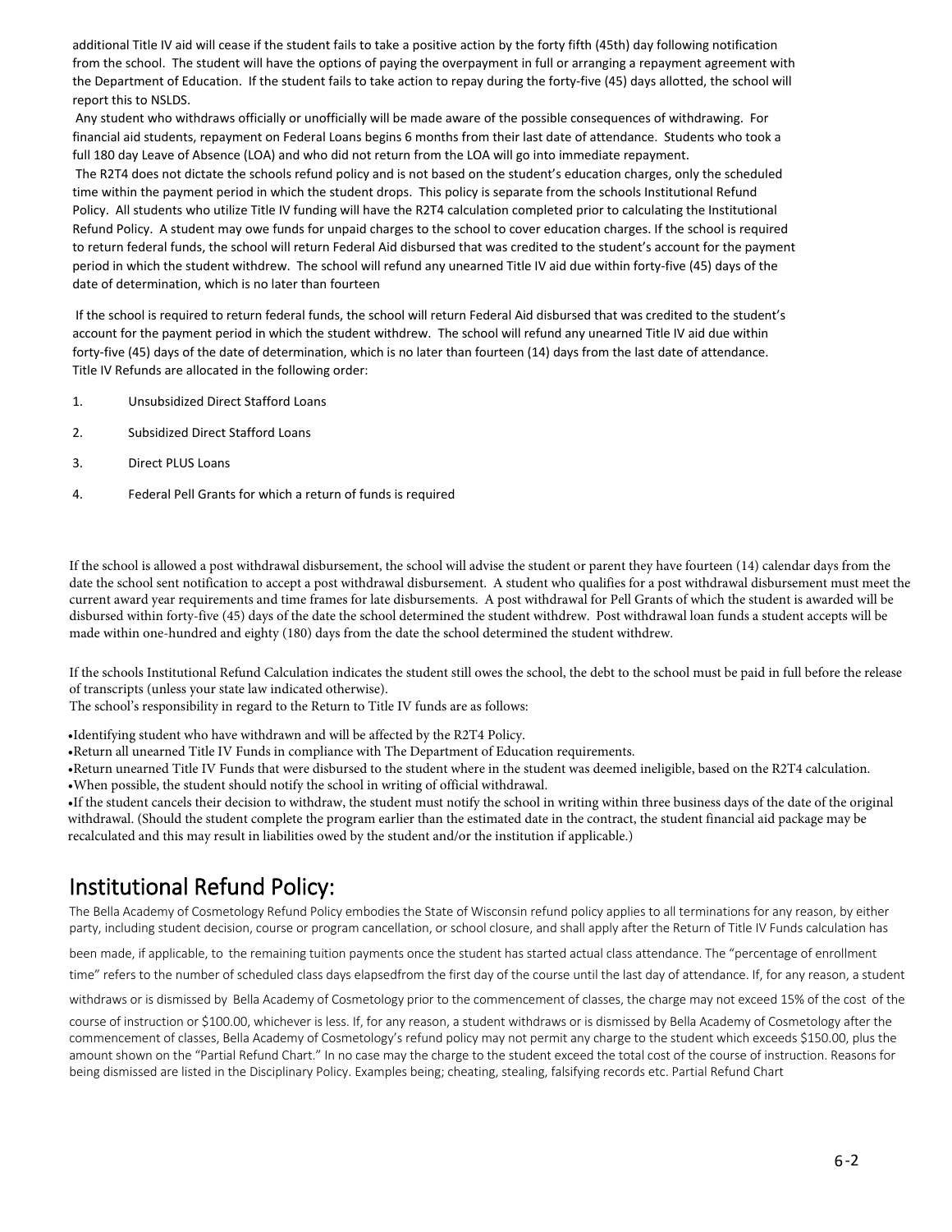additional Title IV aid will cease if the student fails to take a positive action by the forty fifth (45th) day following notification from the school. The student will have the options of paying the overpayment in full or arranging a repayment agreement with the Department of Education. If the student fails to take action to repay during the forty-five (45) days allotted, the school will report this to NSLDS.

Any student who withdraws officially or unofficially will be made aware of the possible consequences of withdrawing. For financial aid students, repayment on Federal Loans begins 6 months from their last date of attendance. Students who took a full 180 day Leave of Absence (LOA) and who did not return from the LOA will go into immediate repayment.

The R2T4 does not dictate the schools refund policy and is not based on the student's education charges, only the scheduled time within the payment period in which the student drops. This policy is separate from the schools Institutional Refund Policy. All students who utilize Title IV funding will have the R2T4 calculation completed prior to calculating the Institutional Refund Policy. A student may owe funds for unpaid charges to the school to cover education charges. If the school is required to return federal funds, the school will return Federal Aid disbursed that was credited to the student's account for the payment period in which the student withdrew. The school will refund any unearned Title IV aid due within forty-five (45) days of the date of determination, which is no later than fourteen

If the school is required to return federal funds, the school will return Federal Aid disbursed that was credited to the student's account for the payment period in which the student withdrew. The school will refund any unearned Title IV aid due within forty-five (45) days of the date of determination, which is no later than fourteen (14) days from the last date of attendance. Title IV Refunds are allocated in the following order:

1. Unsubsidized Direct Stafford Loans
2. Subsidized Direct Stafford Loans
3. Direct PLUS Loans
4. Federal Pell Grants for which a return of funds is required

If the school is allowed a post withdrawal disbursement, the school will advise the student or parent they have fourteen (14) calendar days from the date the school sent notification to accept a post withdrawal disbursement. A student who qualifies for a post withdrawal disbursement must meet the current award year requirements and time frames for late disbursements. A post withdrawal for Pell Grants of which the student is awarded will be disbursed within forty-five (45) days of the date the school determined the student withdrew. Post withdrawal loan funds a student accepts will be made within one-hundred and eighty (180) days from the date the school determined the student withdrew.

If the schools Institutional Refund Calculation indicates the student still owes the school, the debt to the school must be paid in full before the release of transcripts (unless your state law indicated otherwise).

The school's responsibility in regard to the Return to Title IV funds are as follows:

- Identifying student who have withdrawn and will be affected by the R2T4 Policy.
- Return all unearned Title IV Funds in compliance with The Department of Education requirements.
- Return unearned Title IV Funds that were disbursed to the student where in the student was deemed ineligible, based on the R2T4 calculation.
- When possible, the student should notify the school in writing of official withdrawal.
- If the student cancels their decision to withdraw, the student must notify the school in writing within three business days of the date of the original withdrawal. (Should the student complete the program earlier than the estimated date in the contract, the student financial aid package may be recalculated and this may result in liabilities owed by the student and/or the institution if applicable.)

## Institutional Refund Policy:

The Bella Academy of Cosmetology Refund Policy embodies the State of Wisconsin refund policy applies to all terminations for any reason, by either party, including student decision, course or program cancellation, or school closure, and shall apply after the Return of Title IV Funds calculation has been made, if applicable, to the remaining tuition payments once the student has started actual class attendance. The "percentage of enrollment time" refers to the number of scheduled class days elapsedfrom the first day of the course until the last day of attendance. If, for any reason, a student withdraws or is dismissed by Bella Academy of Cosmetology prior to the commencement of classes, the charge may not exceed 15% of the cost of the course of instruction or $100.00, whichever is less. If, for any reason, a student withdraws or is dismissed by Bella Academy of Cosmetology after the commencement of classes, Bella Academy of Cosmetology's refund policy may not permit any charge to the student which exceeds $150.00, plus the amount shown on the "Partial Refund Chart." In no case may the charge to the student exceed the total cost of the course of instruction. Reasons for being dismissed are listed in the Disciplinary Policy. Examples being; cheating, stealing, falsifying records etc. Partial Refund Chart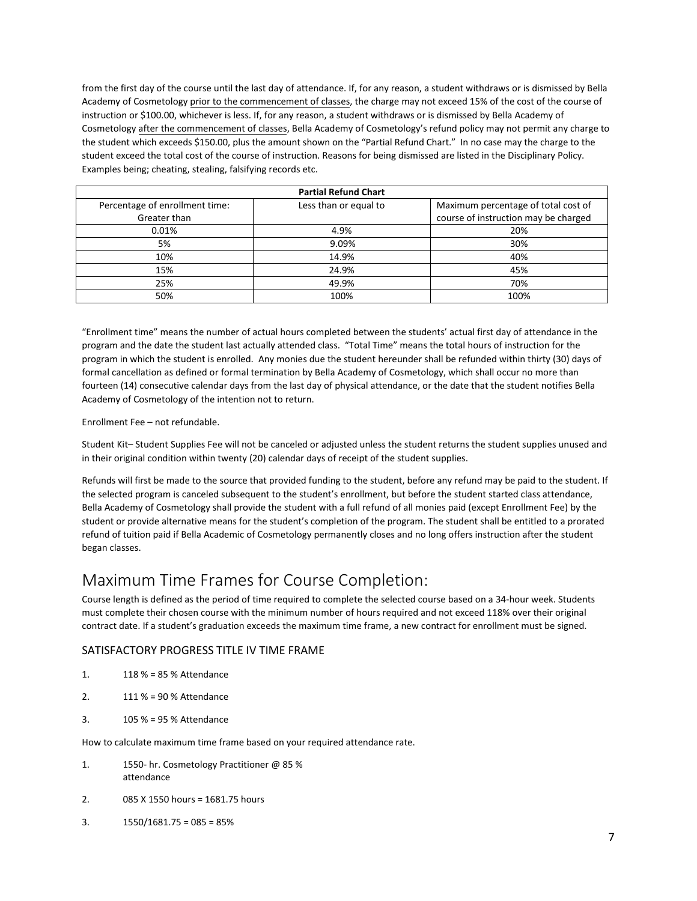from the first day of the course until the last day of attendance. If, for any reason, a student withdraws or is dismissed by Bella Academy of Cosmetology prior to the commencement of classes, the charge may not exceed 15% of the cost of the course of instruction or $100.00, whichever is less. If, for any reason, a student withdraws or is dismissed by Bella Academy of Cosmetology after the commencement of classes, Bella Academy of Cosmetology's refund policy may not permit any charge to the student which exceeds $150.00, plus the amount shown on the "Partial Refund Chart." In no case may the charge to the student exceed the total cost of the course of instruction. Reasons for being dismissed are listed in the Disciplinary Policy. Examples being; cheating, stealing, falsifying records etc.

| Partial Refund Chart | | |
|---|---|---|
| Percentage of enrollment time: Greater than | Less than or equal to | Maximum percentage of total cost of course of instruction may be charged |
| 0.01% | 4.9% | 20% |
| 5% | 9.09% | 30% |
| 10% | 14.9% | 40% |
| 15% | 24.9% | 45% |
| 25% | 49.9% | 70% |
| 50% | 100% | 100% |

"Enrollment time" means the number of actual hours completed between the students' actual first day of attendance in the program and the date the student last actually attended class. "Total Time" means the total hours of instruction for the program in which the student is enrolled. Any monies due the student hereunder shall be refunded within thirty (30) days of formal cancellation as defined or formal termination by Bella Academy of Cosmetology, which shall occur no more than fourteen (14) consecutive calendar days from the last day of physical attendance, or the date that the student notifies Bella Academy of Cosmetology of the intention not to return.

Enrollment Fee – not refundable.

Student Kit– Student Supplies Fee will not be canceled or adjusted unless the student returns the student supplies unused and in their original condition within twenty (20) calendar days of receipt of the student supplies.

Refunds will first be made to the source that provided funding to the student, before any refund may be paid to the student. If the selected program is canceled subsequent to the student's enrollment, but before the student started class attendance, Bella Academy of Cosmetology shall provide the student with a full refund of all monies paid (except Enrollment Fee) by the student or provide alternative means for the student's completion of the program. The student shall be entitled to a prorated refund of tuition paid if Bella Academic of Cosmetology permanently closes and no long offers instruction after the student began classes.

# Maximum Time Frames for Course Completion:

Course length is defined as the period of time required to complete the selected course based on a 34-hour week. Students must complete their chosen course with the minimum number of hours required and not exceed 118% over their original contract date. If a student's graduation exceeds the maximum time frame, a new contract for enrollment must be signed.

## SATISFACTORY PROGRESS TITLE IV TIME FRAME

1. 118 % = 85 % Attendance
2. 111 % = 90 % Attendance
3. 105 % = 95 % Attendance

How to calculate maximum time frame based on your required attendance rate.

1. 1550- hr. Cosmetology Practitioner @ 85 % attendance
2. 085 X 1550 hours = 1681.75 hours
3. 1550/1681.75 = 085 = 85%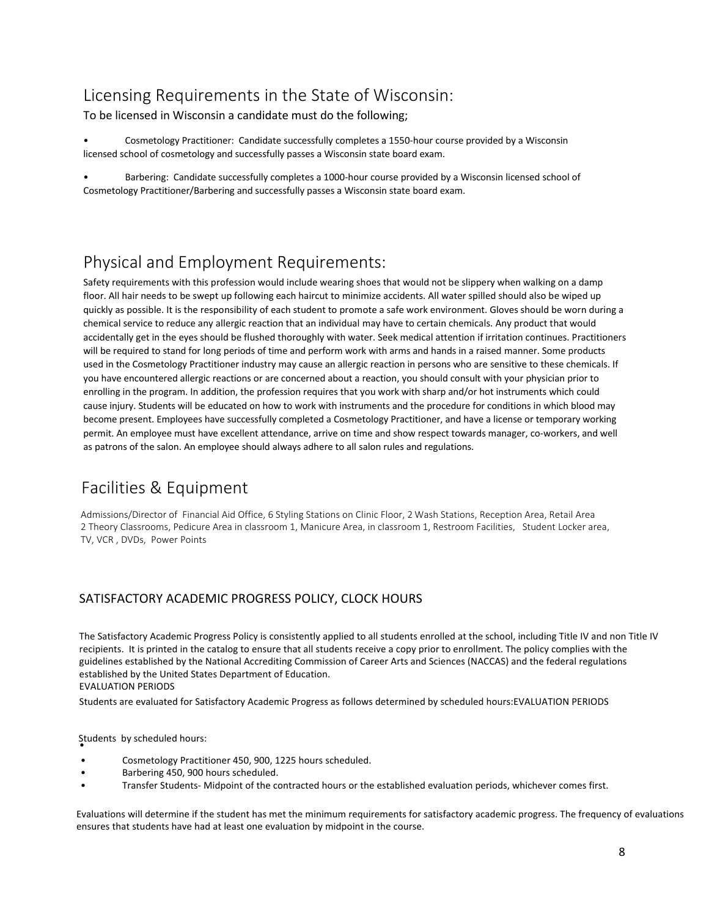## Licensing Requirements in the State of Wisconsin:

To be licensed in Wisconsin a candidate must do the following;

- Cosmetology Practitioner: Candidate successfully completes a 1550-hour course provided by a Wisconsin licensed school of cosmetology and successfully passes a Wisconsin state board exam.
- Barbering: Candidate successfully completes a 1000-hour course provided by a Wisconsin licensed school of Cosmetology Practitioner/Barbering and successfully passes a Wisconsin state board exam.

## Physical and Employment Requirements:

Safety requirements with this profession would include wearing shoes that would not be slippery when walking on a damp floor. All hair needs to be swept up following each haircut to minimize accidents. All water spilled should also be wiped up quickly as possible. It is the responsibility of each student to promote a safe work environment. Gloves should be worn during a chemical service to reduce any allergic reaction that an individual may have to certain chemicals. Any product that would accidentally get in the eyes should be flushed thoroughly with water. Seek medical attention if irritation continues. Practitioners will be required to stand for long periods of time and perform work with arms and hands in a raised manner. Some products used in the Cosmetology Practitioner industry may cause an allergic reaction in persons who are sensitive to these chemicals. If you have encountered allergic reactions or are concerned about a reaction, you should consult with your physician prior to enrolling in the program. In addition, the profession requires that you work with sharp and/or hot instruments which could cause injury. Students will be educated on how to work with instruments and the procedure for conditions in which blood may become present. Employees have successfully completed a Cosmetology Practitioner, and have a license or temporary working permit. An employee must have excellent attendance, arrive on time and show respect towards manager, co-workers, and well as patrons of the salon. An employee should always adhere to all salon rules and regulations.

## Facilities & Equipment

Admissions/Director of Financial Aid Office, 6 Styling Stations on Clinic Floor, 2 Wash Stations, Reception Area, Retail Area 2 Theory Classrooms, Pedicure Area in classroom 1, Manicure Area, in classroom 1, Restroom Facilities, Student Locker area, TV, VCR , DVDs, Power Points

### SATISFACTORY ACADEMIC PROGRESS POLICY, CLOCK HOURS

The Satisfactory Academic Progress Policy is consistently applied to all students enrolled at the school, including Title IV and non Title IV recipients. It is printed in the catalog to ensure that all students receive a copy prior to enrollment. The policy complies with the guidelines established by the National Accrediting Commission of Career Arts and Sciences (NACCAS) and the federal regulations established by the United States Department of Education.

EVALUATION PERIODS

Students are evaluated for Satisfactory Academic Progress as follows determined by scheduled hours:EVALUATION PERIODS

Students by scheduled hours:

- Cosmetology Practitioner 450, 900, 1225 hours scheduled.
- Barbering 450, 900 hours scheduled.
- Transfer Students- Midpoint of the contracted hours or the established evaluation periods, whichever comes first.

Evaluations will determine if the student has met the minimum requirements for satisfactory academic progress. The frequency of evaluations ensures that students have had at least one evaluation by midpoint in the course.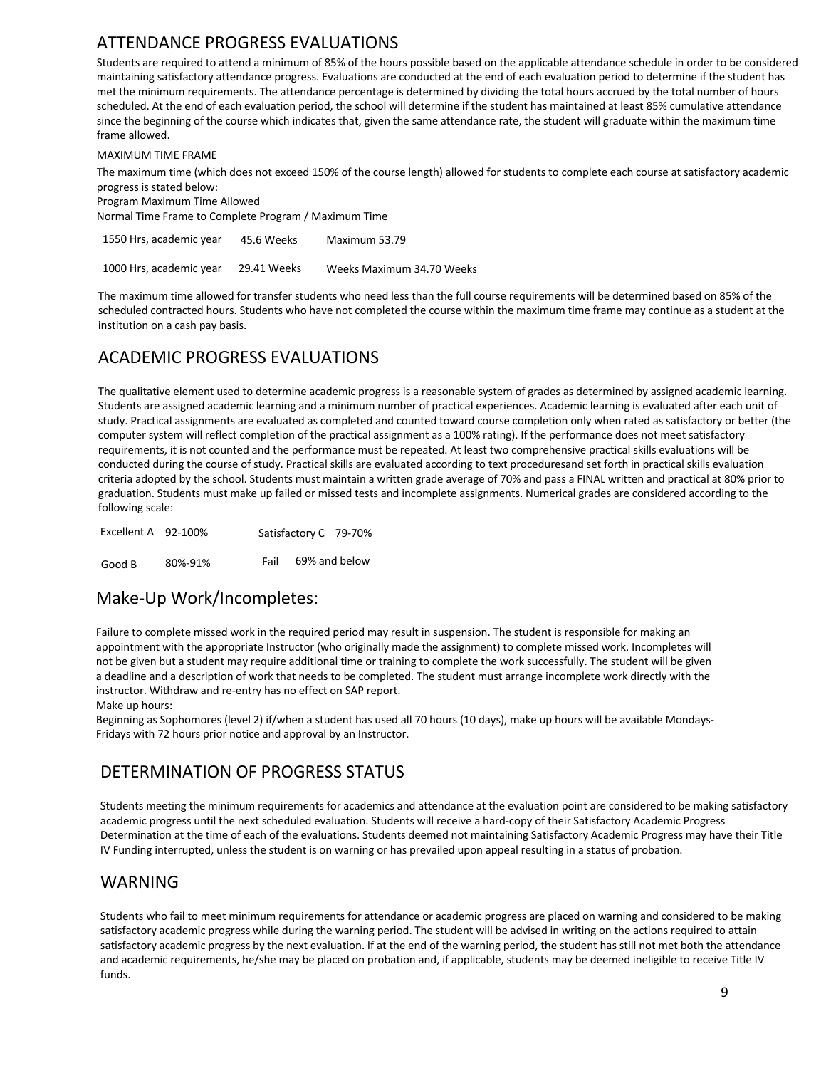## ATTENDANCE PROGRESS EVALUATIONS

Students are required to attend a minimum of 85% of the hours possible based on the applicable attendance schedule in order to be considered maintaining satisfactory attendance progress. Evaluations are conducted at the end of each evaluation period to determine if the student has met the minimum requirements. The attendance percentage is determined by dividing the total hours accrued by the total number of hours scheduled. At the end of each evaluation period, the school will determine if the student has maintained at least 85% cumulative attendance since the beginning of the course which indicates that, given the same attendance rate, the student will graduate within the maximum time frame allowed.

MAXIMUM TIME FRAME

The maximum time (which does not exceed 150% of the course length) allowed for students to complete each course at satisfactory academic progress is stated below:

Program Maximum Time Allowed

Normal Time Frame to Complete Program / Maximum Time

| | | |
|---|---|---|
| 1550 Hrs, academic year | 45.6 Weeks | Maximum 53.79 |
| 1000 Hrs, academic year | 29.41 Weeks | Weeks Maximum 34.70 Weeks |

The maximum time allowed for transfer students who need less than the full course requirements will be determined based on 85% of the scheduled contracted hours. Students who have not completed the course within the maximum time frame may continue as a student at the institution on a cash pay basis.

## ACADEMIC PROGRESS EVALUATIONS

The qualitative element used to determine academic progress is a reasonable system of grades as determined by assigned academic learning. Students are assigned academic learning and a minimum number of practical experiences. Academic learning is evaluated after each unit of study. Practical assignments are evaluated as completed and counted toward course completion only when rated as satisfactory or better (the computer system will reflect completion of the practical assignment as a 100% rating). If the performance does not meet satisfactory requirements, it is not counted and the performance must be repeated. At least two comprehensive practical skills evaluations will be conducted during the course of study. Practical skills are evaluated according to text proceduresand set forth in practical skills evaluation criteria adopted by the school. Students must maintain a written grade average of 70% and pass a FINAL written and practical at 80% prior to graduation. Students must make up failed or missed tests and incomplete assignments. Numerical grades are considered according to the following scale:

| | | | |
|---|---|---|---|
| Excellent A | 92-100% | Satisfactory C | 79-70% |
| Good B | 80%-91% | Fail | 69% and below |

## Make-Up Work/Incompletes:

Failure to complete missed work in the required period may result in suspension. The student is responsible for making an appointment with the appropriate Instructor (who originally made the assignment) to complete missed work. Incompletes will not be given but a student may require additional time or training to complete the work successfully. The student will be given a deadline and a description of work that needs to be completed. The student must arrange incomplete work directly with the instructor. Withdraw and re-entry has no effect on SAP report.

Make up hours:

Beginning as Sophomores (level 2) if/when a student has used all 70 hours (10 days), make up hours will be available Mondays-Fridays with 72 hours prior notice and approval by an Instructor.

## DETERMINATION OF PROGRESS STATUS

Students meeting the minimum requirements for academics and attendance at the evaluation point are considered to be making satisfactory academic progress until the next scheduled evaluation. Students will receive a hard-copy of their Satisfactory Academic Progress Determination at the time of each of the evaluations. Students deemed not maintaining Satisfactory Academic Progress may have their Title IV Funding interrupted, unless the student is on warning or has prevailed upon appeal resulting in a status of probation.

## WARNING

Students who fail to meet minimum requirements for attendance or academic progress are placed on warning and considered to be making satisfactory academic progress while during the warning period. The student will be advised in writing on the actions required to attain satisfactory academic progress by the next evaluation. If at the end of the warning period, the student has still not met both the attendance and academic requirements, he/she may be placed on probation and, if applicable, students may be deemed ineligible to receive Title IV funds.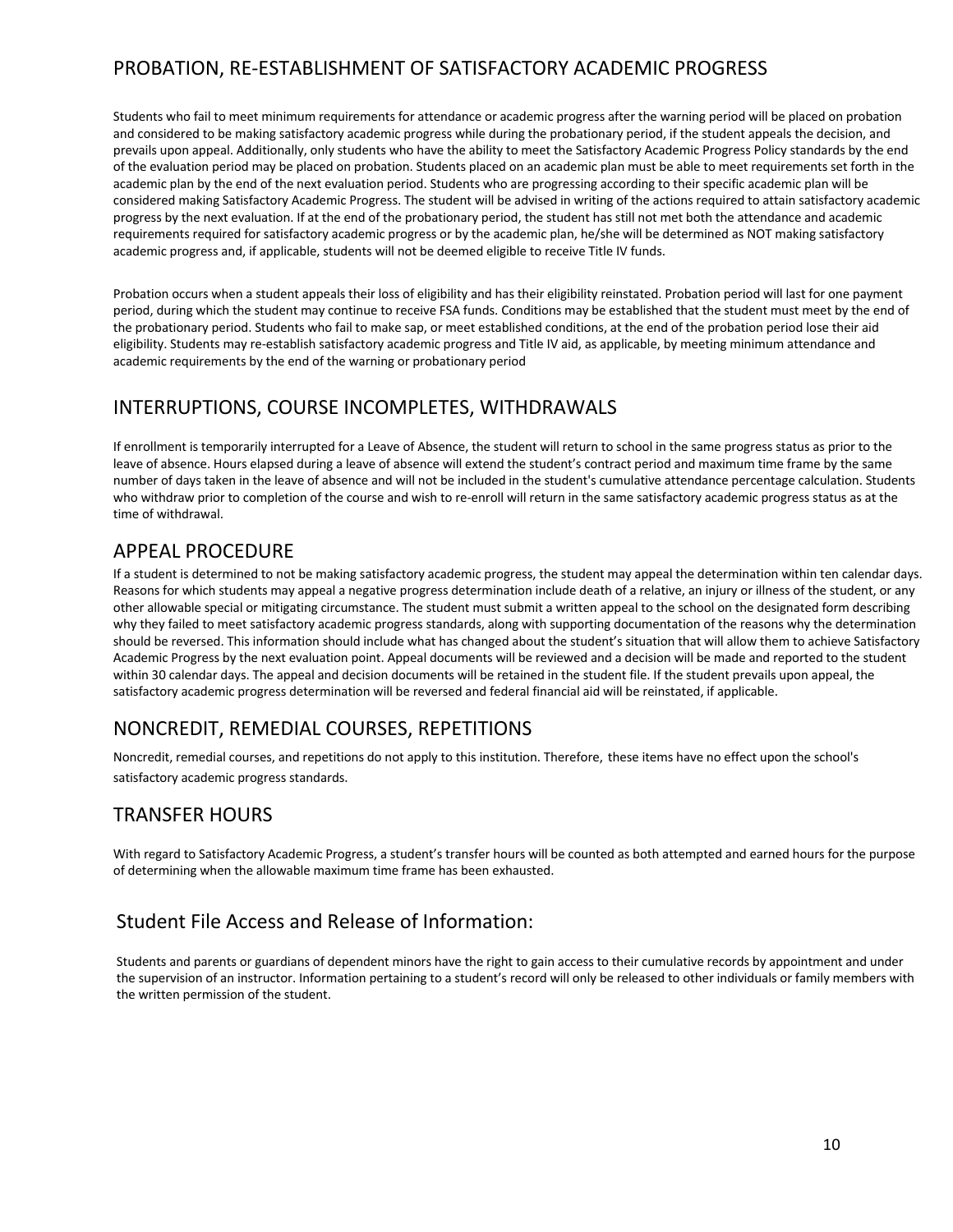## PROBATION, RE-ESTABLISHMENT OF SATISFACTORY ACADEMIC PROGRESS

Students who fail to meet minimum requirements for attendance or academic progress after the warning period will be placed on probation and considered to be making satisfactory academic progress while during the probationary period, if the student appeals the decision, and prevails upon appeal. Additionally, only students who have the ability to meet the Satisfactory Academic Progress Policy standards by the end of the evaluation period may be placed on probation. Students placed on an academic plan must be able to meet requirements set forth in the academic plan by the end of the next evaluation period. Students who are progressing according to their specific academic plan will be considered making Satisfactory Academic Progress. The student will be advised in writing of the actions required to attain satisfactory academic progress by the next evaluation. If at the end of the probationary period, the student has still not met both the attendance and academic requirements required for satisfactory academic progress or by the academic plan, he/she will be determined as NOT making satisfactory academic progress and, if applicable, students will not be deemed eligible to receive Title IV funds.

Probation occurs when a student appeals their loss of eligibility and has their eligibility reinstated. Probation period will last for one payment period, during which the student may continue to receive FSA funds. Conditions may be established that the student must meet by the end of the probationary period. Students who fail to make sap, or meet established conditions, at the end of the probation period lose their aid eligibility. Students may re-establish satisfactory academic progress and Title IV aid, as applicable, by meeting minimum attendance and academic requirements by the end of the warning or probationary period

## INTERRUPTIONS, COURSE INCOMPLETES, WITHDRAWALS

If enrollment is temporarily interrupted for a Leave of Absence, the student will return to school in the same progress status as prior to the leave of absence. Hours elapsed during a leave of absence will extend the student's contract period and maximum time frame by the same number of days taken in the leave of absence and will not be included in the student's cumulative attendance percentage calculation. Students who withdraw prior to completion of the course and wish to re-enroll will return in the same satisfactory academic progress status as at the time of withdrawal.

## APPEAL PROCEDURE

If a student is determined to not be making satisfactory academic progress, the student may appeal the determination within ten calendar days. Reasons for which students may appeal a negative progress determination include death of a relative, an injury or illness of the student, or any other allowable special or mitigating circumstance. The student must submit a written appeal to the school on the designated form describing why they failed to meet satisfactory academic progress standards, along with supporting documentation of the reasons why the determination should be reversed. This information should include what has changed about the student's situation that will allow them to achieve Satisfactory Academic Progress by the next evaluation point. Appeal documents will be reviewed and a decision will be made and reported to the student within 30 calendar days. The appeal and decision documents will be retained in the student file. If the student prevails upon appeal, the satisfactory academic progress determination will be reversed and federal financial aid will be reinstated, if applicable.

## NONCREDIT, REMEDIAL COURSES, REPETITIONS

Noncredit, remedial courses, and repetitions do not apply to this institution. Therefore, these items have no effect upon the school's satisfactory academic progress standards.

## TRANSFER HOURS

With regard to Satisfactory Academic Progress, a student's transfer hours will be counted as both attempted and earned hours for the purpose of determining when the allowable maximum time frame has been exhausted.

## Student File Access and Release of Information:

Students and parents or guardians of dependent minors have the right to gain access to their cumulative records by appointment and under the supervision of an instructor. Information pertaining to a student's record will only be released to other individuals or family members with the written permission of the student.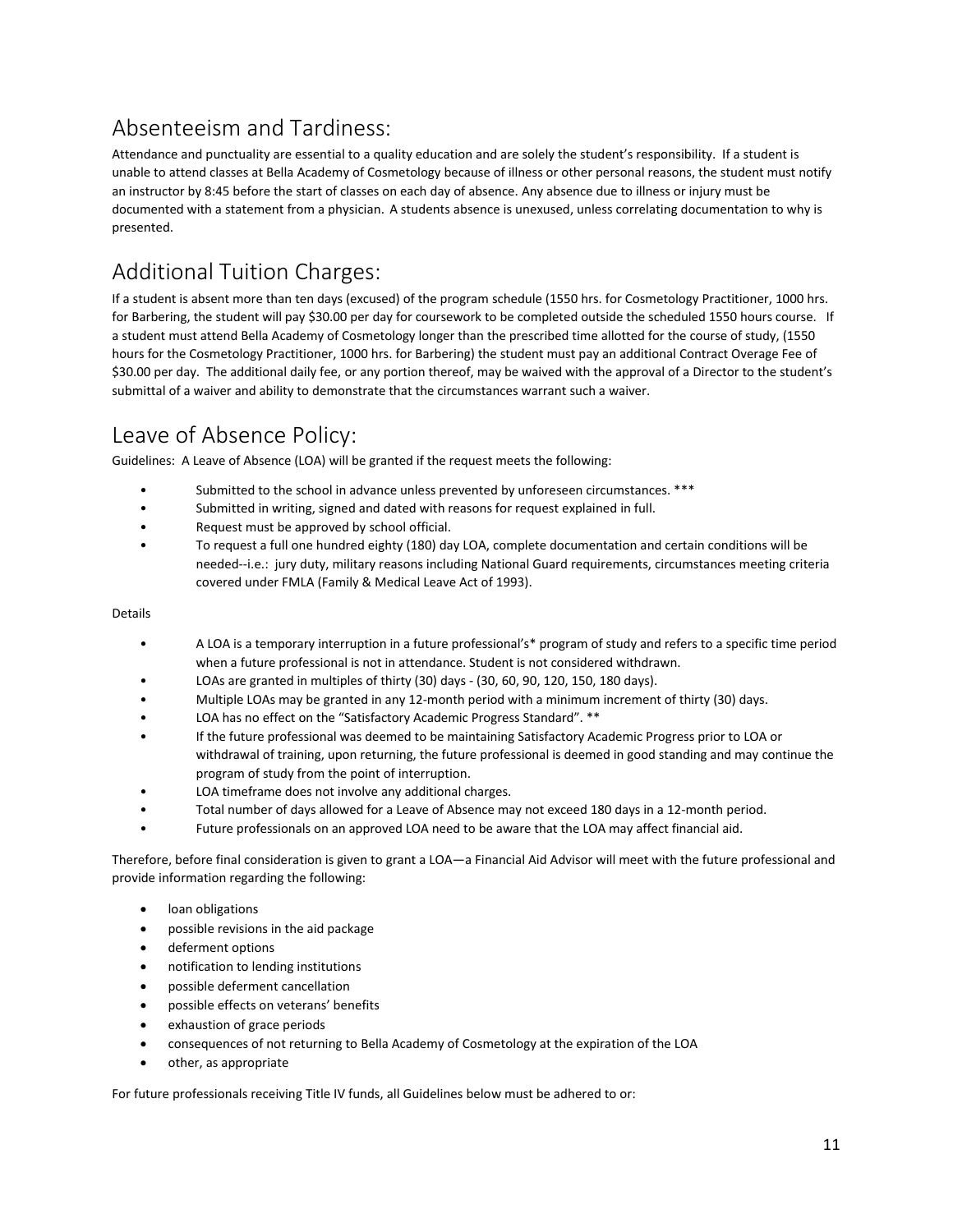## Absenteeism and Tardiness:

Attendance and punctuality are essential to a quality education and are solely the student's responsibility. If a student is unable to attend classes at Bella Academy of Cosmetology because of illness or other personal reasons, the student must notify an instructor by 8:45 before the start of classes on each day of absence. Any absence due to illness or injury must be documented with a statement from a physician. A students absence is unexused, unless correlating documentation to why is presented.

## Additional Tuition Charges:

If a student is absent more than ten days (excused) of the program schedule (1550 hrs. for Cosmetology Practitioner, 1000 hrs. for Barbering, the student will pay $30.00 per day for coursework to be completed outside the scheduled 1550 hours course. If a student must attend Bella Academy of Cosmetology longer than the prescribed time allotted for the course of study, (1550 hours for the Cosmetology Practitioner, 1000 hrs. for Barbering) the student must pay an additional Contract Overage Fee of $30.00 per day. The additional daily fee, or any portion thereof, may be waived with the approval of a Director to the student's submittal of a waiver and ability to demonstrate that the circumstances warrant such a waiver.

## Leave of Absence Policy:

Guidelines: A Leave of Absence (LOA) will be granted if the request meets the following:

- Submitted to the school in advance unless prevented by unforeseen circumstances. ***
- Submitted in writing, signed and dated with reasons for request explained in full.
- Request must be approved by school official.
- To request a full one hundred eighty (180) day LOA, complete documentation and certain conditions will be needed--i.e.: jury duty, military reasons including National Guard requirements, circumstances meeting criteria covered under FMLA (Family & Medical Leave Act of 1993).

Details

- A LOA is a temporary interruption in a future professional's* program of study and refers to a specific time period when a future professional is not in attendance. Student is not considered withdrawn.
- LOAs are granted in multiples of thirty (30) days - (30, 60, 90, 120, 150, 180 days).
- Multiple LOAs may be granted in any 12-month period with a minimum increment of thirty (30) days.
- LOA has no effect on the "Satisfactory Academic Progress Standard". **
- If the future professional was deemed to be maintaining Satisfactory Academic Progress prior to LOA or withdrawal of training, upon returning, the future professional is deemed in good standing and may continue the program of study from the point of interruption.
- LOA timeframe does not involve any additional charges.
- Total number of days allowed for a Leave of Absence may not exceed 180 days in a 12-month period.
- Future professionals on an approved LOA need to be aware that the LOA may affect financial aid.

Therefore, before final consideration is given to grant a LOA—a Financial Aid Advisor will meet with the future professional and provide information regarding the following:

- loan obligations
- possible revisions in the aid package
- deferment options
- notification to lending institutions
- possible deferment cancellation
- possible effects on veterans' benefits
- exhaustion of grace periods
- consequences of not returning to Bella Academy of Cosmetology at the expiration of the LOA
- other, as appropriate

For future professionals receiving Title IV funds, all Guidelines below must be adhered to or: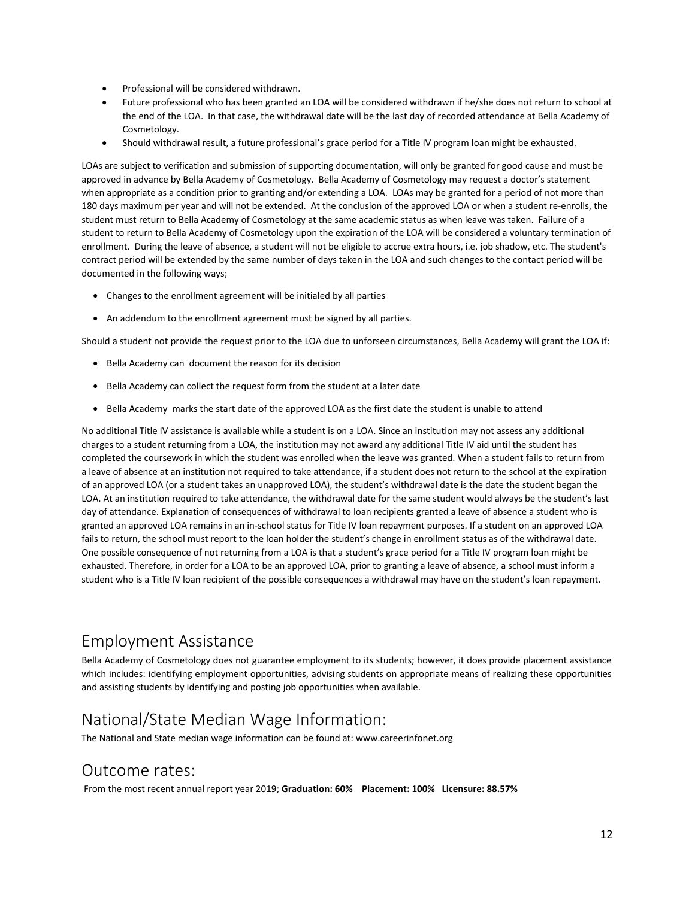- Professional will be considered withdrawn.
- Future professional who has been granted an LOA will be considered withdrawn if he/she does not return to school at the end of the LOA. In that case, the withdrawal date will be the last day of recorded attendance at Bella Academy of Cosmetology.
- Should withdrawal result, a future professional's grace period for a Title IV program loan might be exhausted.

LOAs are subject to verification and submission of supporting documentation, will only be granted for good cause and must be approved in advance by Bella Academy of Cosmetology. Bella Academy of Cosmetology may request a doctor's statement when appropriate as a condition prior to granting and/or extending a LOA. LOAs may be granted for a period of not more than 180 days maximum per year and will not be extended. At the conclusion of the approved LOA or when a student re-enrolls, the student must return to Bella Academy of Cosmetology at the same academic status as when leave was taken. Failure of a student to return to Bella Academy of Cosmetology upon the expiration of the LOA will be considered a voluntary termination of enrollment. During the leave of absence, a student will not be eligible to accrue extra hours, i.e. job shadow, etc. The student's contract period will be extended by the same number of days taken in the LOA and such changes to the contact period will be documented in the following ways;

- Changes to the enrollment agreement will be initialed by all parties
- An addendum to the enrollment agreement must be signed by all parties.

Should a student not provide the request prior to the LOA due to unforseen circumstances, Bella Academy will grant the LOA if:

- Bella Academy can document the reason for its decision
- Bella Academy can collect the request form from the student at a later date
- Bella Academy marks the start date of the approved LOA as the first date the student is unable to attend

No additional Title IV assistance is available while a student is on a LOA. Since an institution may not assess any additional charges to a student returning from a LOA, the institution may not award any additional Title IV aid until the student has completed the coursework in which the student was enrolled when the leave was granted. When a student fails to return from a leave of absence at an institution not required to take attendance, if a student does not return to the school at the expiration of an approved LOA (or a student takes an unapproved LOA), the student's withdrawal date is the date the student began the LOA. At an institution required to take attendance, the withdrawal date for the same student would always be the student's last day of attendance. Explanation of consequences of withdrawal to loan recipients granted a leave of absence a student who is granted an approved LOA remains in an in-school status for Title IV loan repayment purposes. If a student on an approved LOA fails to return, the school must report to the loan holder the student's change in enrollment status as of the withdrawal date. One possible consequence of not returning from a LOA is that a student's grace period for a Title IV program loan might be exhausted. Therefore, in order for a LOA to be an approved LOA, prior to granting a leave of absence, a school must inform a student who is a Title IV loan recipient of the possible consequences a withdrawal may have on the student's loan repayment.

## Employment Assistance

Bella Academy of Cosmetology does not guarantee employment to its students; however, it does provide placement assistance which includes: identifying employment opportunities, advising students on appropriate means of realizing these opportunities and assisting students by identifying and posting job opportunities when available.

## National/State Median Wage Information:

The National and State median wage information can be found at: www.careerinfonet.org

## Outcome rates:

From the most recent annual report year 2019; **Graduation: 60% Placement: 100% Licensure: 88.57%**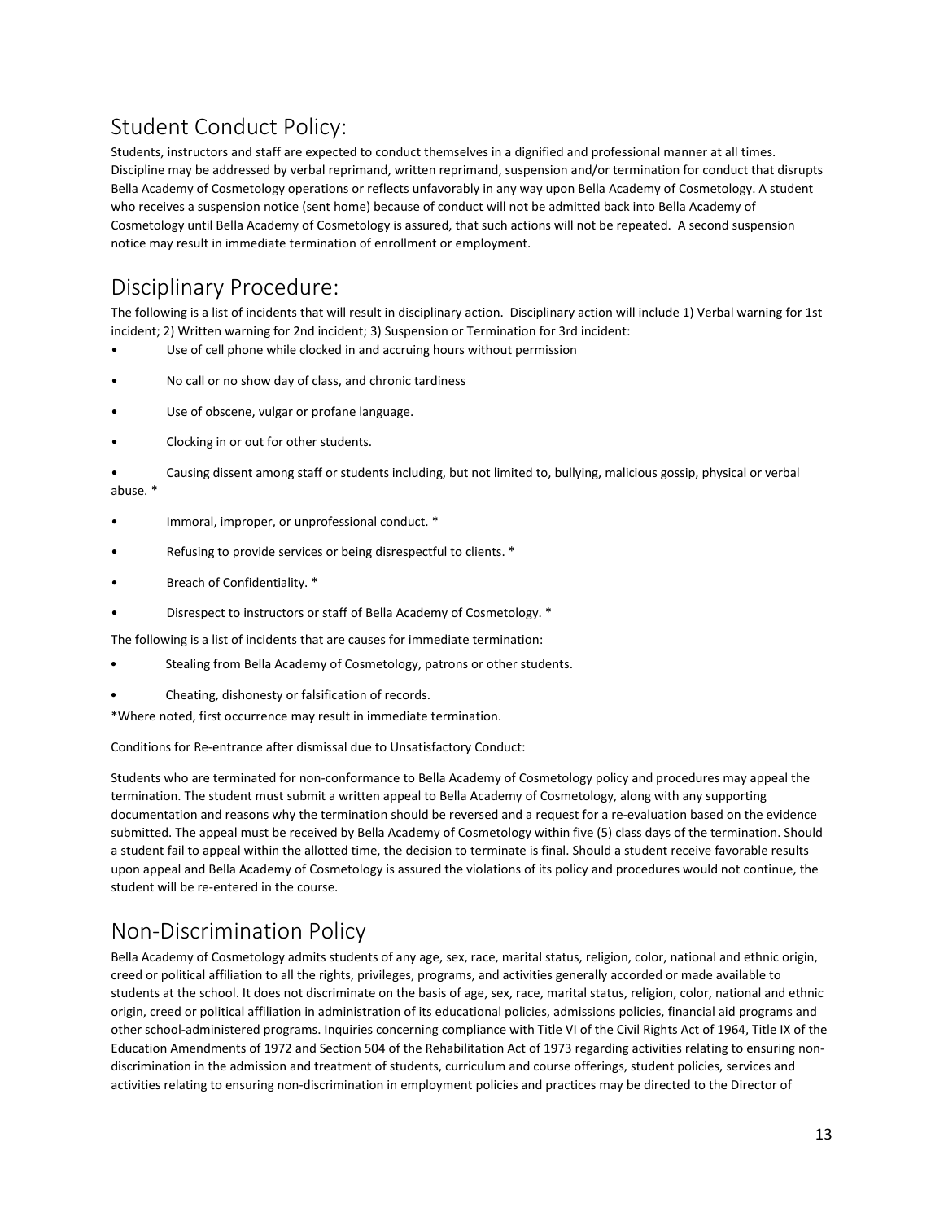## Student Conduct Policy:

Students, instructors and staff are expected to conduct themselves in a dignified and professional manner at all times. Discipline may be addressed by verbal reprimand, written reprimand, suspension and/or termination for conduct that disrupts Bella Academy of Cosmetology operations or reflects unfavorably in any way upon Bella Academy of Cosmetology. A student who receives a suspension notice (sent home) because of conduct will not be admitted back into Bella Academy of Cosmetology until Bella Academy of Cosmetology is assured, that such actions will not be repeated. A second suspension notice may result in immediate termination of enrollment or employment.

## Disciplinary Procedure:

The following is a list of incidents that will result in disciplinary action. Disciplinary action will include 1) Verbal warning for 1st incident; 2) Written warning for 2nd incident; 3) Suspension or Termination for 3rd incident:

- Use of cell phone while clocked in and accruing hours without permission
- No call or no show day of class, and chronic tardiness
- Use of obscene, vulgar or profane language.
- Clocking in or out for other students.
- Causing dissent among staff or students including, but not limited to, bullying, malicious gossip, physical or verbal abuse. *
- Immoral, improper, or unprofessional conduct. *
- Refusing to provide services or being disrespectful to clients. *
- Breach of Confidentiality. *
- Disrespect to instructors or staff of Bella Academy of Cosmetology. *

The following is a list of incidents that are causes for immediate termination:

- Stealing from Bella Academy of Cosmetology, patrons or other students.
- Cheating, dishonesty or falsification of records.

*Where noted, first occurrence may result in immediate termination.

Conditions for Re-entrance after dismissal due to Unsatisfactory Conduct:

Students who are terminated for non-conformance to Bella Academy of Cosmetology policy and procedures may appeal the termination. The student must submit a written appeal to Bella Academy of Cosmetology, along with any supporting documentation and reasons why the termination should be reversed and a request for a re-evaluation based on the evidence submitted. The appeal must be received by Bella Academy of Cosmetology within five (5) class days of the termination. Should a student fail to appeal within the allotted time, the decision to terminate is final. Should a student receive favorable results upon appeal and Bella Academy of Cosmetology is assured the violations of its policy and procedures would not continue, the student will be re-entered in the course.

## Non-Discrimination Policy

Bella Academy of Cosmetology admits students of any age, sex, race, marital status, religion, color, national and ethnic origin, creed or political affiliation to all the rights, privileges, programs, and activities generally accorded or made available to students at the school. It does not discriminate on the basis of age, sex, race, marital status, religion, color, national and ethnic origin, creed or political affiliation in administration of its educational policies, admissions policies, financial aid programs and other school-administered programs. Inquiries concerning compliance with Title VI of the Civil Rights Act of 1964, Title IX of the Education Amendments of 1972 and Section 504 of the Rehabilitation Act of 1973 regarding activities relating to ensuring non-discrimination in the admission and treatment of students, curriculum and course offerings, student policies, services and activities relating to ensuring non-discrimination in employment policies and practices may be directed to the Director of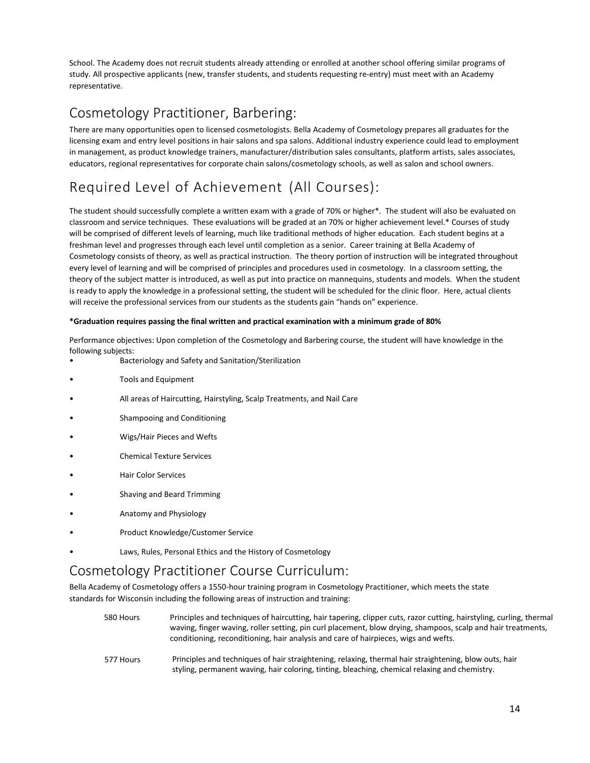School. The Academy does not recruit students already attending or enrolled at another school offering similar programs of study. All prospective applicants (new, transfer students, and students requesting re-entry) must meet with an Academy representative.

## Cosmetology Practitioner, Barbering:

There are many opportunities open to licensed cosmetologists. Bella Academy of Cosmetology prepares all graduates for the licensing exam and entry level positions in hair salons and spa salons. Additional industry experience could lead to employment in management, as product knowledge trainers, manufacturer/distribution sales consultants, platform artists, sales associates, educators, regional representatives for corporate chain salons/cosmetology schools, as well as salon and school owners.

## Required Level of Achievement (All Courses):

The student should successfully complete a written exam with a grade of 70% or higher*. The student will also be evaluated on classroom and service techniques. These evaluations will be graded at an 70% or higher achievement level.* Courses of study will be comprised of different levels of learning, much like traditional methods of higher education. Each student begins at a freshman level and progresses through each level until completion as a senior. Career training at Bella Academy of Cosmetology consists of theory, as well as practical instruction. The theory portion of instruction will be integrated throughout every level of learning and will be comprised of principles and procedures used in cosmetology. In a classroom setting, the theory of the subject matter is introduced, as well as put into practice on mannequins, students and models. When the student is ready to apply the knowledge in a professional setting, the student will be scheduled for the clinic floor. Here, actual clients will receive the professional services from our students as the students gain "hands on" experience.

**\*Graduation requires passing the final written and practical examination with a minimum grade of 80%**

Performance objectives: Upon completion of the Cosmetology and Barbering course, the student will have knowledge in the following subjects:

- Bacteriology and Safety and Sanitation/Sterilization
- Tools and Equipment
- All areas of Haircutting, Hairstyling, Scalp Treatments, and Nail Care
- Shampooing and Conditioning
- Wigs/Hair Pieces and Wefts
- Chemical Texture Services
- Hair Color Services
- Shaving and Beard Trimming
- Anatomy and Physiology
- Product Knowledge/Customer Service
- Laws, Rules, Personal Ethics and the History of Cosmetology

## Cosmetology Practitioner Course Curriculum:

Bella Academy of Cosmetology offers a 1550-hour training program in Cosmetology Practitioner, which meets the state standards for Wisconsin including the following areas of instruction and training:

| | |
|---|---|
| 580 Hours | Principles and techniques of haircutting, hair tapering, clipper cuts, razor cutting, hairstyling, curling, thermal waving, finger waving, roller setting, pin curl placement, blow drying, shampoos, scalp and hair treatments, conditioning, reconditioning, hair analysis and care of hairpieces, wigs and wefts. |
| 577 Hours | Principles and techniques of hair straightening, relaxing, thermal hair straightening, blow outs, hair styling, permanent waving, hair coloring, tinting, bleaching, chemical relaxing and chemistry. |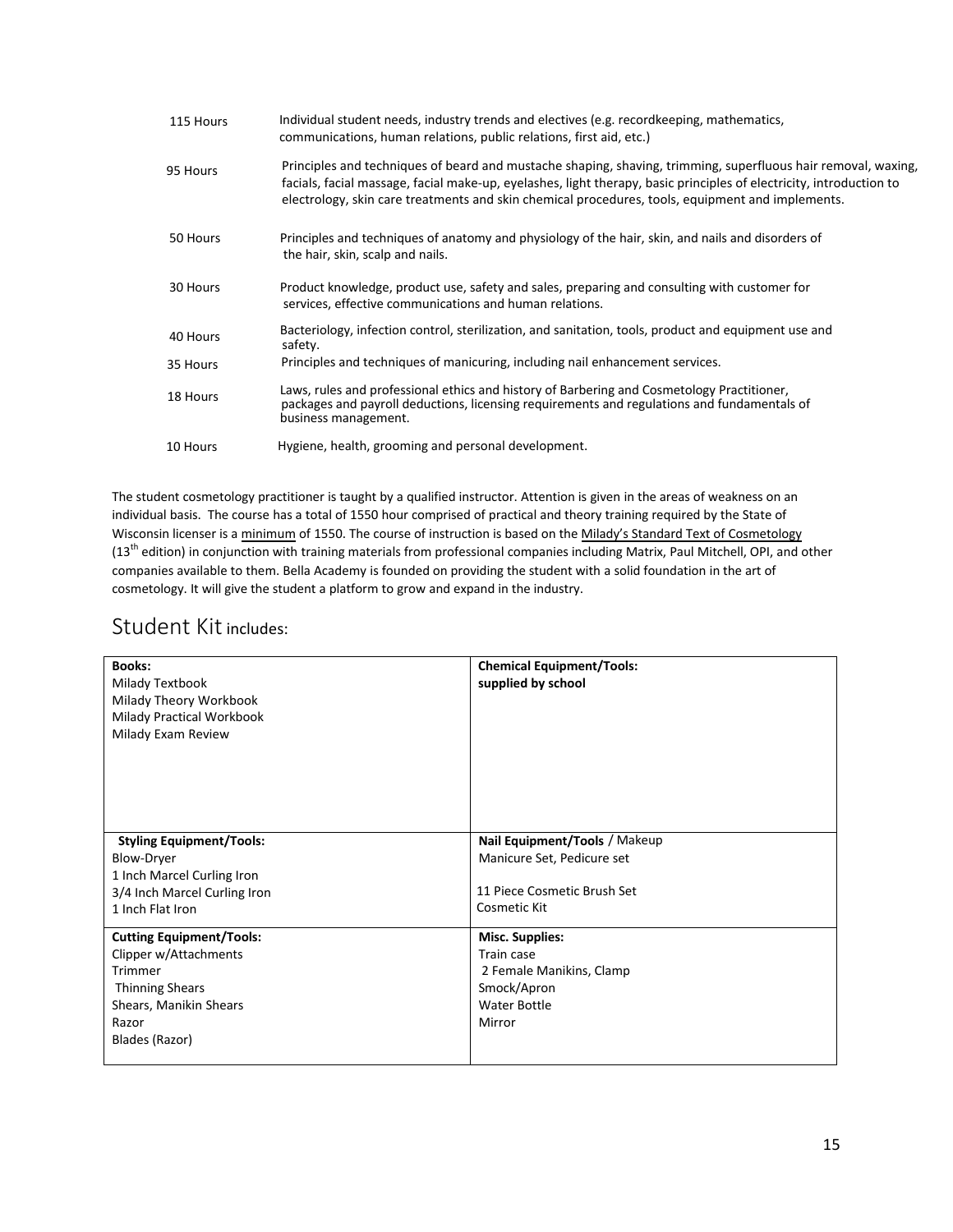| | |
|---|---|
| 115 Hours | Individual student needs, industry trends and electives (e.g. recordkeeping, mathematics, communications, human relations, public relations, first aid, etc.) |
| 95 Hours | Principles and techniques of beard and mustache shaping, shaving, trimming, superfluous hair removal, waxing, facials, facial massage, facial make-up, eyelashes, light therapy, basic principles of electricity, introduction to electrology, skin care treatments and skin chemical procedures, tools, equipment and implements. |
| 50 Hours | Principles and techniques of anatomy and physiology of the hair, skin, and nails and disorders of the hair, skin, scalp and nails. |
| 30 Hours | Product knowledge, product use, safety and sales, preparing and consulting with customer for services, effective communications and human relations. |
| 40 Hours | Bacteriology, infection control, sterilization, and sanitation, tools, product and equipment use and safety. |
| 35 Hours | Principles and techniques of manicuring, including nail enhancement services. |
| 18 Hours | Laws, rules and professional ethics and history of Barbering and Cosmetology Practitioner, packages and payroll deductions, licensing requirements and regulations and fundamentals of business management. |
| 10 Hours | Hygiene, health, grooming and personal development. |

The student cosmetology practitioner is taught by a qualified instructor. Attention is given in the areas of weakness on an individual basis. The course has a total of 1550 hour comprised of practical and theory training required by the State of Wisconsin licenser is a minimum of 1550. The course of instruction is based on the Milady's Standard Text of Cosmetology (13th edition) in conjunction with training materials from professional companies including Matrix, Paul Mitchell, OPI, and other companies available to them. Bella Academy is founded on providing the student with a solid foundation in the art of cosmetology. It will give the student a platform to grow and expand in the industry.

## Student Kit includes:

| | |
|---|---|
| **Books:**<br>Milady Textbook<br>Milady Theory Workbook<br>Milady Practical Workbook<br>Milady Exam Review | **Chemical Equipment/Tools:**<br>**supplied by school** |
| **Styling Equipment/Tools:**<br>Blow-Dryer<br>1 Inch Marcel Curling Iron<br>3/4 Inch Marcel Curling Iron<br>1 Inch Flat Iron | **Nail Equipment/Tools** / Makeup<br>Manicure Set, Pedicure set<br><br>11 Piece Cosmetic Brush Set<br>Cosmetic Kit |
| **Cutting Equipment/Tools:**<br>Clipper w/Attachments<br>Trimmer<br>Thinning Shears<br>Shears, Manikin Shears<br>Razor<br>Blades (Razor) | **Misc. Supplies:**<br>Train case<br>2 Female Manikins, Clamp<br>Smock/Apron<br>Water Bottle<br>Mirror |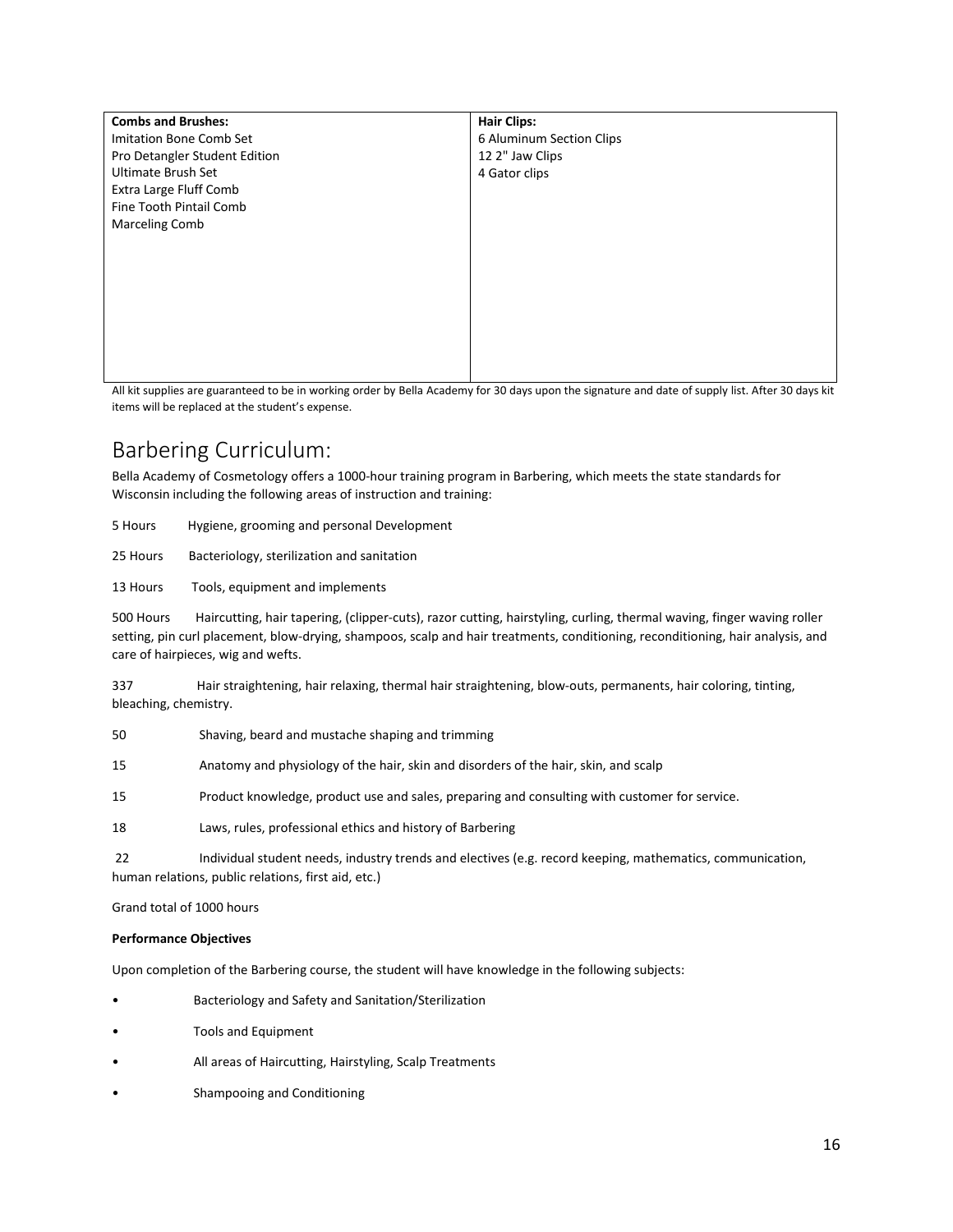| Combs and Brushes: | Hair Clips: |
|---|---|
| Imitation Bone Comb Set<br>Pro Detangler Student Edition<br>Ultimate Brush Set<br>Extra Large Fluff Comb<br>Fine Tooth Pintail Comb<br>Marceling Comb | 6 Aluminum Section Clips<br>12 2" Jaw Clips<br>4 Gator clips |

All kit supplies are guaranteed to be in working order by Bella Academy for 30 days upon the signature and date of supply list. After 30 days kit items will be replaced at the student's expense.

# Barbering Curriculum:

Bella Academy of Cosmetology offers a 1000-hour training program in Barbering, which meets the state standards for Wisconsin including the following areas of instruction and training:

5 Hours Hygiene, grooming and personal Development

25 Hours Bacteriology, sterilization and sanitation

13 Hours Tools, equipment and implements

500 Hours Haircutting, hair tapering, (clipper-cuts), razor cutting, hairstyling, curling, thermal waving, finger waving roller setting, pin curl placement, blow-drying, shampoos, scalp and hair treatments, conditioning, reconditioning, hair analysis, and care of hairpieces, wig and wefts.

337 Hair straightening, hair relaxing, thermal hair straightening, blow-outs, permanents, hair coloring, tinting, bleaching, chemistry.

50 Shaving, beard and mustache shaping and trimming

15 Anatomy and physiology of the hair, skin and disorders of the hair, skin, and scalp

15 Product knowledge, product use and sales, preparing and consulting with customer for service.

18 Laws, rules, professional ethics and history of Barbering

22 Individual student needs, industry trends and electives (e.g. record keeping, mathematics, communication, human relations, public relations, first aid, etc.)

Grand total of 1000 hours

**Performance Objectives**

Upon completion of the Barbering course, the student will have knowledge in the following subjects:

- Bacteriology and Safety and Sanitation/Sterilization
- Tools and Equipment
- All areas of Haircutting, Hairstyling, Scalp Treatments
- Shampooing and Conditioning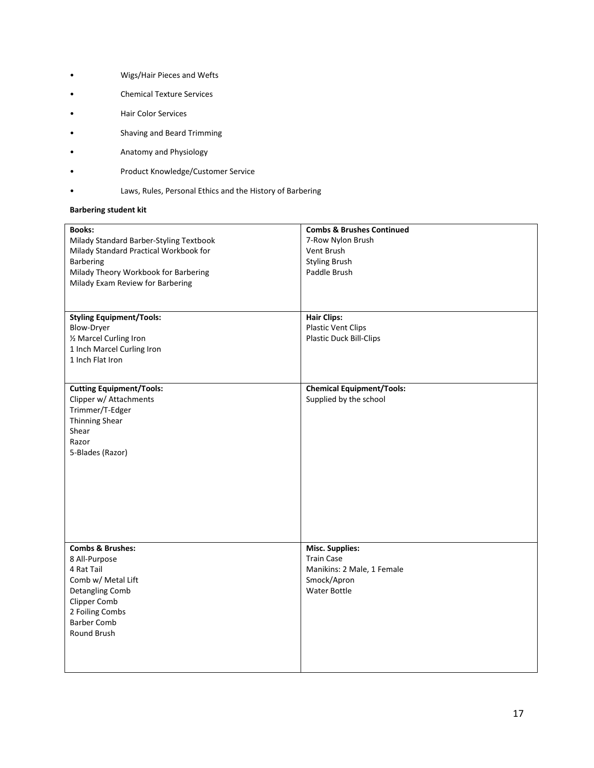- Wigs/Hair Pieces and Wefts
- Chemical Texture Services
- Hair Color Services
- Shaving and Beard Trimming
- Anatomy and Physiology
- Product Knowledge/Customer Service
- Laws, Rules, Personal Ethics and the History of Barbering

**Barbering student kit**

| | |
|---|---|
| **Books:**<br>Milady Standard Barber-Styling Textbook<br>Milady Standard Practical Workbook for Barbering<br>Milady Theory Workbook for Barbering<br>Milady Exam Review for Barbering | **Combs & Brushes Continued**<br>7-Row Nylon Brush<br>Vent Brush<br>Styling Brush<br>Paddle Brush |
| **Styling Equipment/Tools:**<br>Blow-Dryer<br>½ Marcel Curling Iron<br>1 Inch Marcel Curling Iron<br>1 Inch Flat Iron | **Hair Clips:**<br>Plastic Vent Clips<br>Plastic Duck Bill-Clips |
| **Cutting Equipment/Tools:**<br>Clipper w/ Attachments<br>Trimmer/T-Edger<br>Thinning Shear<br>Shear<br>Razor<br>5-Blades (Razor) | **Chemical Equipment/Tools:**<br>Supplied by the school |
| **Combs & Brushes:**<br>8 All-Purpose<br>4 Rat Tail<br>Comb w/ Metal Lift<br>Detangling Comb<br>Clipper Comb<br>2 Foiling Combs<br>Barber Comb<br>Round Brush | **Misc. Supplies:**<br>Train Case<br>Manikins: 2 Male, 1 Female<br>Smock/Apron<br>Water Bottle |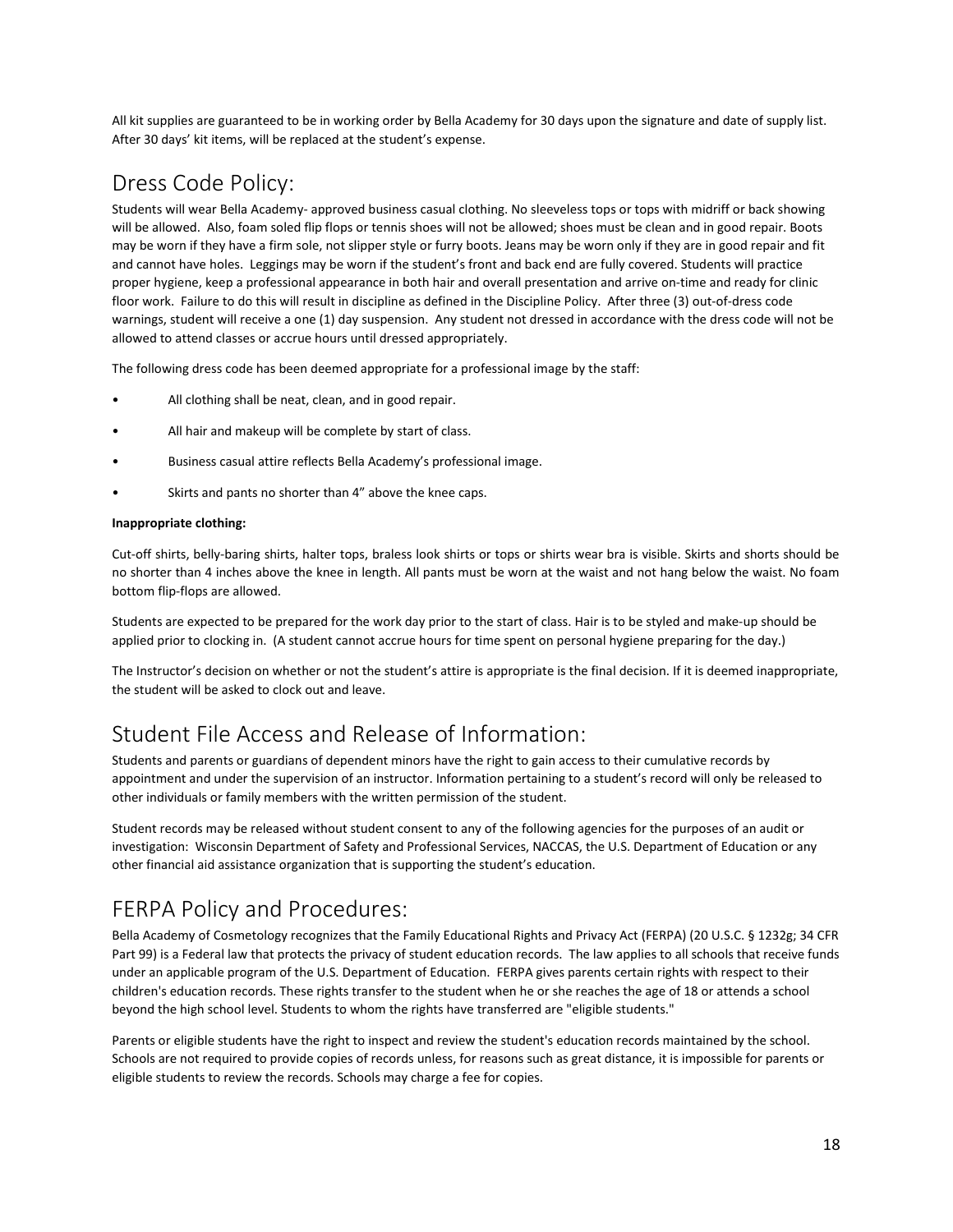All kit supplies are guaranteed to be in working order by Bella Academy for 30 days upon the signature and date of supply list. After 30 days' kit items, will be replaced at the student's expense.

## Dress Code Policy:

Students will wear Bella Academy- approved business casual clothing. No sleeveless tops or tops with midriff or back showing will be allowed. Also, foam soled flip flops or tennis shoes will not be allowed; shoes must be clean and in good repair. Boots may be worn if they have a firm sole, not slipper style or furry boots. Jeans may be worn only if they are in good repair and fit and cannot have holes. Leggings may be worn if the student's front and back end are fully covered. Students will practice proper hygiene, keep a professional appearance in both hair and overall presentation and arrive on-time and ready for clinic floor work. Failure to do this will result in discipline as defined in the Discipline Policy. After three (3) out-of-dress code warnings, student will receive a one (1) day suspension. Any student not dressed in accordance with the dress code will not be allowed to attend classes or accrue hours until dressed appropriately.

The following dress code has been deemed appropriate for a professional image by the staff:

- All clothing shall be neat, clean, and in good repair.
- All hair and makeup will be complete by start of class.
- Business casual attire reflects Bella Academy's professional image.
- Skirts and pants no shorter than 4" above the knee caps.

**Inappropriate clothing:**

Cut-off shirts, belly-baring shirts, halter tops, braless look shirts or tops or shirts wear bra is visible. Skirts and shorts should be no shorter than 4 inches above the knee in length. All pants must be worn at the waist and not hang below the waist. No foam bottom flip-flops are allowed.

Students are expected to be prepared for the work day prior to the start of class. Hair is to be styled and make-up should be applied prior to clocking in. (A student cannot accrue hours for time spent on personal hygiene preparing for the day.)

The Instructor's decision on whether or not the student's attire is appropriate is the final decision. If it is deemed inappropriate, the student will be asked to clock out and leave.

## Student File Access and Release of Information:

Students and parents or guardians of dependent minors have the right to gain access to their cumulative records by appointment and under the supervision of an instructor. Information pertaining to a student's record will only be released to other individuals or family members with the written permission of the student.

Student records may be released without student consent to any of the following agencies for the purposes of an audit or investigation: Wisconsin Department of Safety and Professional Services, NACCAS, the U.S. Department of Education or any other financial aid assistance organization that is supporting the student's education.

## FERPA Policy and Procedures:

Bella Academy of Cosmetology recognizes that the Family Educational Rights and Privacy Act (FERPA) (20 U.S.C. § 1232g; 34 CFR Part 99) is a Federal law that protects the privacy of student education records. The law applies to all schools that receive funds under an applicable program of the U.S. Department of Education. FERPA gives parents certain rights with respect to their children's education records. These rights transfer to the student when he or she reaches the age of 18 or attends a school beyond the high school level. Students to whom the rights have transferred are "eligible students."

Parents or eligible students have the right to inspect and review the student's education records maintained by the school. Schools are not required to provide copies of records unless, for reasons such as great distance, it is impossible for parents or eligible students to review the records. Schools may charge a fee for copies.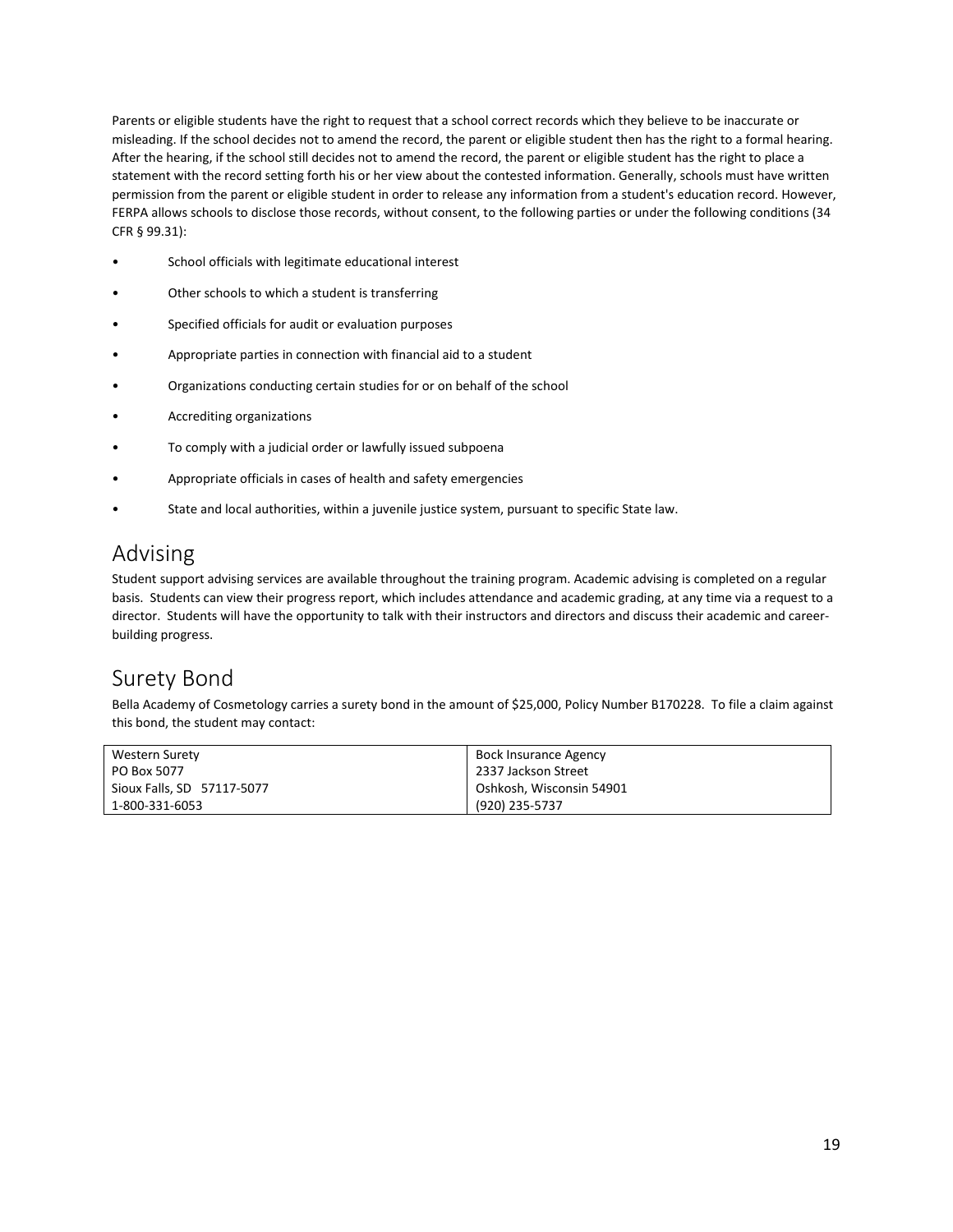Parents or eligible students have the right to request that a school correct records which they believe to be inaccurate or misleading. If the school decides not to amend the record, the parent or eligible student then has the right to a formal hearing. After the hearing, if the school still decides not to amend the record, the parent or eligible student has the right to place a statement with the record setting forth his or her view about the contested information. Generally, schools must have written permission from the parent or eligible student in order to release any information from a student's education record. However, FERPA allows schools to disclose those records, without consent, to the following parties or under the following conditions (34 CFR § 99.31):

- School officials with legitimate educational interest
- Other schools to which a student is transferring
- Specified officials for audit or evaluation purposes
- Appropriate parties in connection with financial aid to a student
- Organizations conducting certain studies for or on behalf of the school
- Accrediting organizations
- To comply with a judicial order or lawfully issued subpoena
- Appropriate officials in cases of health and safety emergencies
- State and local authorities, within a juvenile justice system, pursuant to specific State law.

## Advising

Student support advising services are available throughout the training program. Academic advising is completed on a regular basis. Students can view their progress report, which includes attendance and academic grading, at any time via a request to a director. Students will have the opportunity to talk with their instructors and directors and discuss their academic and career-building progress.

## Surety Bond

Bella Academy of Cosmetology carries a surety bond in the amount of $25,000, Policy Number B170228. To file a claim against this bond, the student may contact:

| Western Surety | Bock Insurance Agency |
|---|---|
| PO Box 5077 | 2337 Jackson Street |
| Sioux Falls, SD 57117-5077 | Oshkosh, Wisconsin 54901 |
| 1-800-331-6053 | (920) 235-5737 |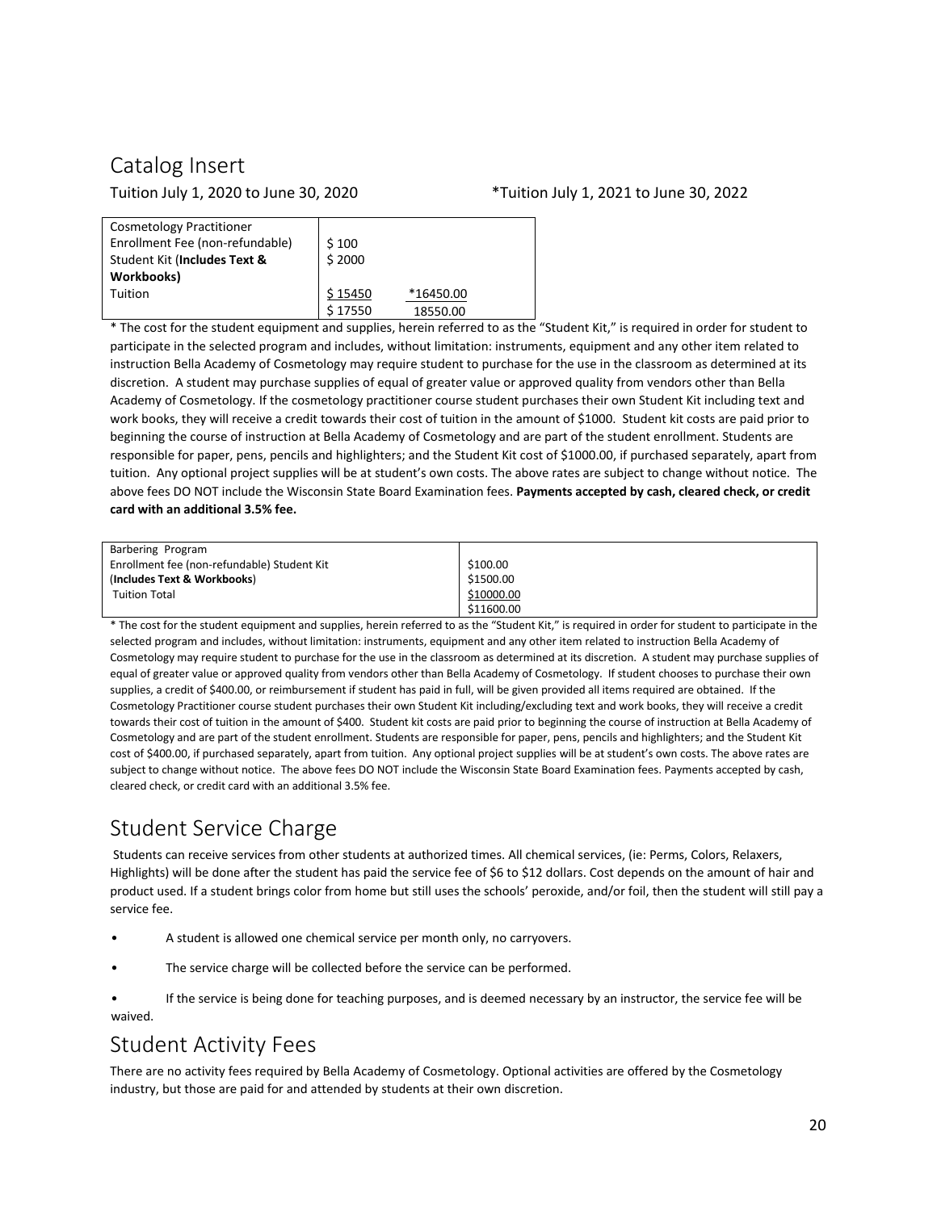# Catalog Insert

Tuition July 1, 2020 to June 30, 2020 *Tuition July 1, 2021 to June 30, 2022

| Cosmetology Practitioner | | |
|---|---|---|
| Enrollment Fee (non-refundable) | $ 100 | |
| Student Kit (**Includes Text & Workbooks)** | $ 2000 | |
| Tuition | $ 15450 | *16450.00 |
| | $ 17550 | 18550.00 |

* The cost for the student equipment and supplies, herein referred to as the "Student Kit," is required in order for student to participate in the selected program and includes, without limitation: instruments, equipment and any other item related to instruction Bella Academy of Cosmetology may require student to purchase for the use in the classroom as determined at its discretion. A student may purchase supplies of equal of greater value or approved quality from vendors other than Bella Academy of Cosmetology. If the cosmetology practitioner course student purchases their own Student Kit including text and work books, they will receive a credit towards their cost of tuition in the amount of $1000. Student kit costs are paid prior to beginning the course of instruction at Bella Academy of Cosmetology and are part of the student enrollment. Students are responsible for paper, pens, pencils and highlighters; and the Student Kit cost of $1000.00, if purchased separately, apart from tuition. Any optional project supplies will be at student's own costs. The above rates are subject to change without notice. The above fees DO NOT include the Wisconsin State Board Examination fees. **Payments accepted by cash, cleared check, or credit card with an additional 3.5% fee.**

| Barbering Program | |
|---|---|
| Enrollment fee (non-refundable) Student Kit | $100.00 |
| (**Includes Text & Workbooks**) | $1500.00 |
| Tuition Total | $10000.00 |
| | $11600.00 |

* The cost for the student equipment and supplies, herein referred to as the "Student Kit," is required in order for student to participate in the selected program and includes, without limitation: instruments, equipment and any other item related to instruction Bella Academy of Cosmetology may require student to purchase for the use in the classroom as determined at its discretion. A student may purchase supplies of equal of greater value or approved quality from vendors other than Bella Academy of Cosmetology. If student chooses to purchase their own supplies, a credit of $400.00, or reimbursement if student has paid in full, will be given provided all items required are obtained. If the Cosmetology Practitioner course student purchases their own Student Kit including/excluding text and work books, they will receive a credit towards their cost of tuition in the amount of $400. Student kit costs are paid prior to beginning the course of instruction at Bella Academy of Cosmetology and are part of the student enrollment. Students are responsible for paper, pens, pencils and highlighters; and the Student Kit cost of $400.00, if purchased separately, apart from tuition. Any optional project supplies will be at student's own costs. The above rates are subject to change without notice. The above fees DO NOT include the Wisconsin State Board Examination fees. Payments accepted by cash, cleared check, or credit card with an additional 3.5% fee.

# Student Service Charge

Students can receive services from other students at authorized times. All chemical services, (ie: Perms, Colors, Relaxers, Highlights) will be done after the student has paid the service fee of $6 to $12 dollars. Cost depends on the amount of hair and product used. If a student brings color from home but still uses the schools' peroxide, and/or foil, then the student will still pay a service fee.

- A student is allowed one chemical service per month only, no carryovers.
- The service charge will be collected before the service can be performed.
- If the service is being done for teaching purposes, and is deemed necessary by an instructor, the service fee will be waived.

# Student Activity Fees

There are no activity fees required by Bella Academy of Cosmetology. Optional activities are offered by the Cosmetology industry, but those are paid for and attended by students at their own discretion.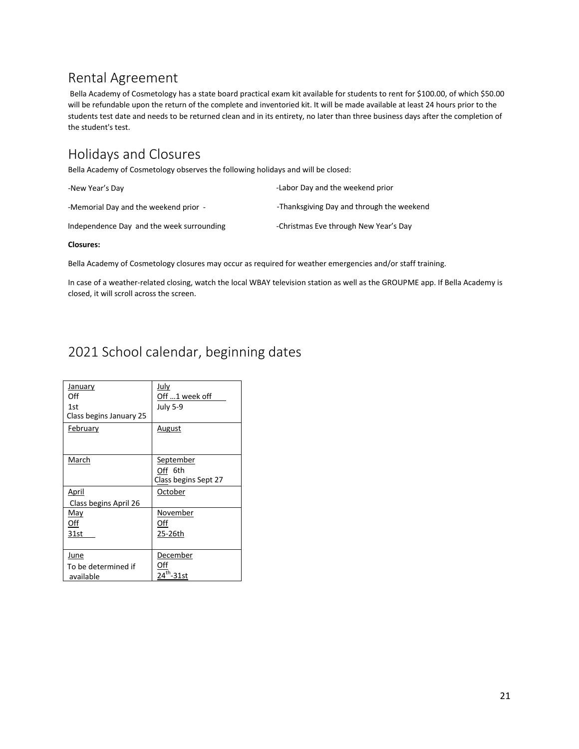## Rental Agreement

Bella Academy of Cosmetology has a state board practical exam kit available for students to rent for $100.00, of which $50.00 will be refundable upon the return of the complete and inventoried kit. It will be made available at least 24 hours prior to the students test date and needs to be returned clean and in its entirety, no later than three business days after the completion of the student's test.

## Holidays and Closures

Bella Academy of Cosmetology observes the following holidays and will be closed:

- New Year's Day
- Memorial Day and the weekend prior -
- Independence Day and the week surrounding
- Labor Day and the weekend prior
- Thanksgiving Day and through the weekend
- Christmas Eve through New Year's Day

**Closures:**

Bella Academy of Cosmetology closures may occur as required for weather emergencies and/or staff training.

In case of a weather-related closing, watch the local WBAY television station as well as the GROUPME app. If Bella Academy is closed, it will scroll across the screen.

## 2021 School calendar, beginning dates

| | |
|---|---|
| January<br>Off<br>1st<br>Class begins January 25 | July<br>Off …1 week off<br>July 5-9 |
| February | August |
| March | September<br>Off 6th<br>Class begins Sept 27 |
| April<br>Class begins April 26 | October |
| May<br>Off<br>31st | November<br>Off<br>25-26th |
| June<br>To be determined if available | December<br>Off<br>24th-31st |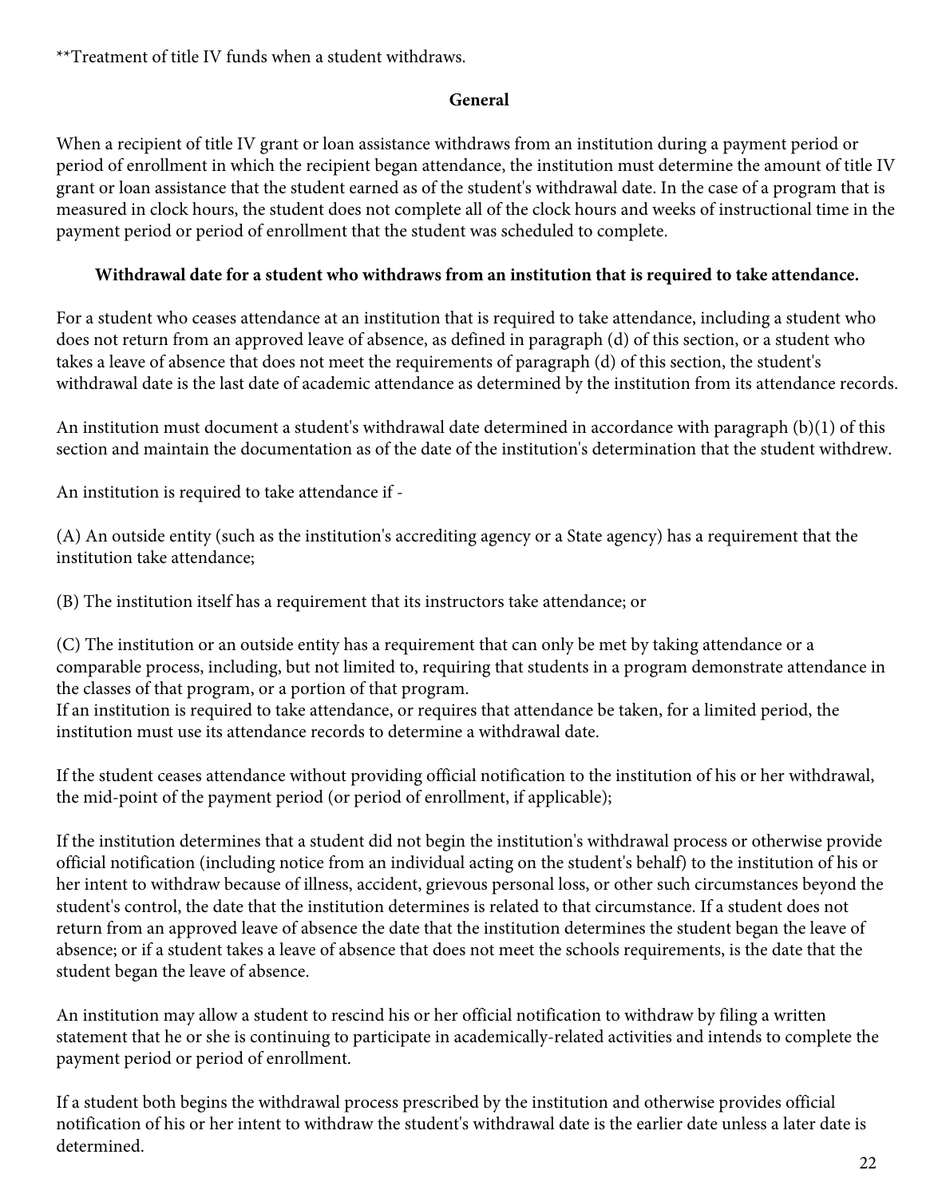**Treatment of title IV funds when a student withdraws.

**General**

When a recipient of title IV grant or loan assistance withdraws from an institution during a payment period or period of enrollment in which the recipient began attendance, the institution must determine the amount of title IV grant or loan assistance that the student earned as of the student's withdrawal date. In the case of a program that is measured in clock hours, the student does not complete all of the clock hours and weeks of instructional time in the payment period or period of enrollment that the student was scheduled to complete.

**Withdrawal date for a student who withdraws from an institution that is required to take attendance.**

For a student who ceases attendance at an institution that is required to take attendance, including a student who does not return from an approved leave of absence, as defined in paragraph (d) of this section, or a student who takes a leave of absence that does not meet the requirements of paragraph (d) of this section, the student's withdrawal date is the last date of academic attendance as determined by the institution from its attendance records.

An institution must document a student's withdrawal date determined in accordance with paragraph (b)(1) of this section and maintain the documentation as of the date of the institution's determination that the student withdrew.

An institution is required to take attendance if -

(A) An outside entity (such as the institution's accrediting agency or a State agency) has a requirement that the institution take attendance;

(B) The institution itself has a requirement that its instructors take attendance; or

(C) The institution or an outside entity has a requirement that can only be met by taking attendance or a comparable process, including, but not limited to, requiring that students in a program demonstrate attendance in the classes of that program, or a portion of that program.
If an institution is required to take attendance, or requires that attendance be taken, for a limited period, the institution must use its attendance records to determine a withdrawal date.

If the student ceases attendance without providing official notification to the institution of his or her withdrawal, the mid-point of the payment period (or period of enrollment, if applicable);

If the institution determines that a student did not begin the institution's withdrawal process or otherwise provide official notification (including notice from an individual acting on the student's behalf) to the institution of his or her intent to withdraw because of illness, accident, grievous personal loss, or other such circumstances beyond the student's control, the date that the institution determines is related to that circumstance. If a student does not return from an approved leave of absence the date that the institution determines the student began the leave of absence; or if a student takes a leave of absence that does not meet the schools requirements, is the date that the student began the leave of absence.

An institution may allow a student to rescind his or her official notification to withdraw by filing a written statement that he or she is continuing to participate in academically-related activities and intends to complete the payment period or period of enrollment.

If a student both begins the withdrawal process prescribed by the institution and otherwise provides official notification of his or her intent to withdraw the student's withdrawal date is the earlier date unless a later date is determined.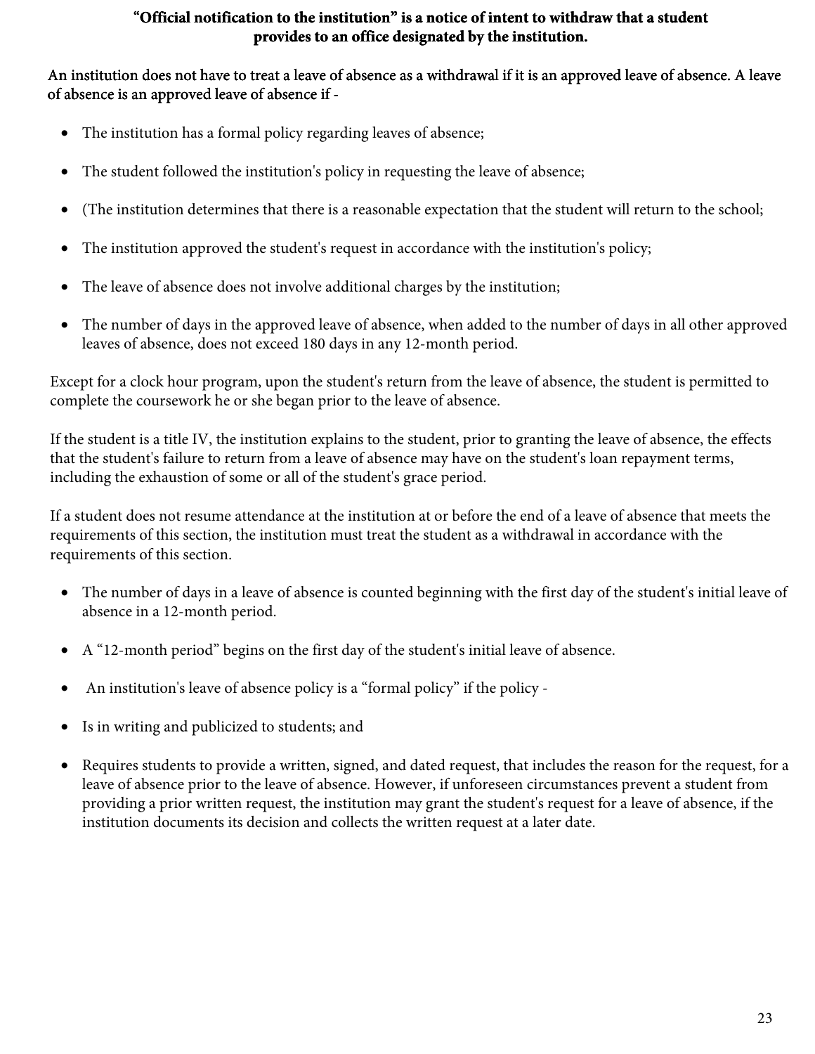**“Official notification to the institution” is a notice of intent to withdraw that a student provides to an office designated by the institution.**

An institution does not have to treat a leave of absence as a withdrawal if it is an approved leave of absence. A leave of absence is an approved leave of absence if -

- The institution has a formal policy regarding leaves of absence;
- The student followed the institution's policy in requesting the leave of absence;
- (The institution determines that there is a reasonable expectation that the student will return to the school;
- The institution approved the student's request in accordance with the institution's policy;
- The leave of absence does not involve additional charges by the institution;
- The number of days in the approved leave of absence, when added to the number of days in all other approved leaves of absence, does not exceed 180 days in any 12-month period.

Except for a clock hour program, upon the student's return from the leave of absence, the student is permitted to complete the coursework he or she began prior to the leave of absence.

If the student is a title IV, the institution explains to the student, prior to granting the leave of absence, the effects that the student's failure to return from a leave of absence may have on the student's loan repayment terms, including the exhaustion of some or all of the student's grace period.

If a student does not resume attendance at the institution at or before the end of a leave of absence that meets the requirements of this section, the institution must treat the student as a withdrawal in accordance with the requirements of this section.

- The number of days in a leave of absence is counted beginning with the first day of the student's initial leave of absence in a 12-month period.
- A “12-month period” begins on the first day of the student's initial leave of absence.
- An institution's leave of absence policy is a “formal policy” if the policy -
- Is in writing and publicized to students; and
- Requires students to provide a written, signed, and dated request, that includes the reason for the request, for a leave of absence prior to the leave of absence. However, if unforeseen circumstances prevent a student from providing a prior written request, the institution may grant the student's request for a leave of absence, if the institution documents its decision and collects the written request at a later date.